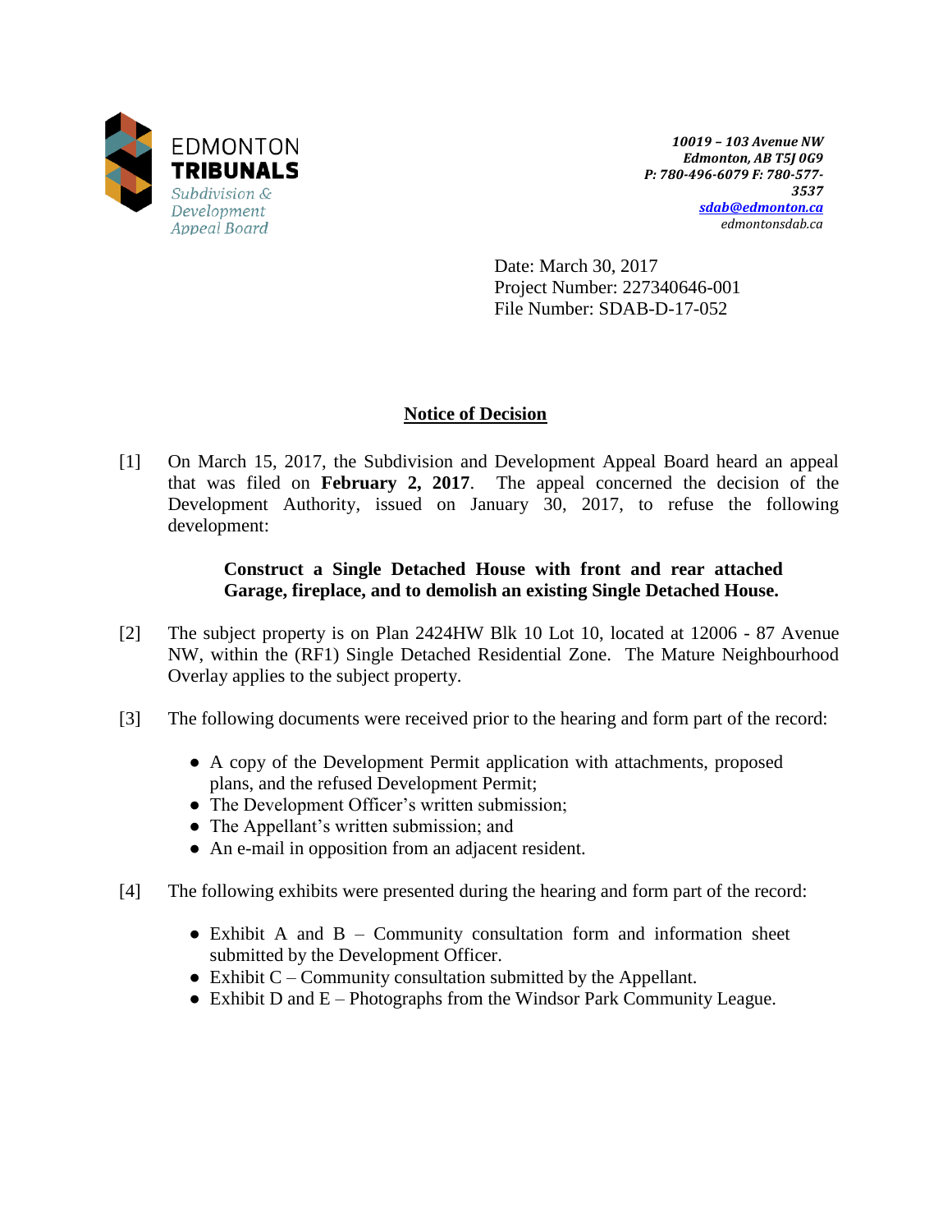EDMONTON
**TRIBUNALS**
*Subdivision & Development Appeal Board*

***10019 – 103 Avenue NW***
***Edmonton, AB T5J 0G9***
***P: 780-496-6079 F: 780-577-3537***
***sdab@edmonton.ca***
*edmontonsdab.ca*

Date: March 30, 2017
Project Number: 227340646-001
File Number: SDAB-D-17-052

## Notice of Decision

[1] On March 15, 2017, the Subdivision and Development Appeal Board heard an appeal that was filed on **February 2, 2017**. The appeal concerned the decision of the Development Authority, issued on January 30, 2017, to refuse the following development:

> **Construct a Single Detached House with front and rear attached Garage, fireplace, and to demolish an existing Single Detached House.**

[2] The subject property is on Plan 2424HW Blk 10 Lot 10, located at 12006 - 87 Avenue NW, within the (RF1) Single Detached Residential Zone. The Mature Neighbourhood Overlay applies to the subject property.

[3] The following documents were received prior to the hearing and form part of the record:

- A copy of the Development Permit application with attachments, proposed plans, and the refused Development Permit;
- The Development Officer's written submission;
- The Appellant's written submission; and
- An e-mail in opposition from an adjacent resident.

[4] The following exhibits were presented during the hearing and form part of the record:

- Exhibit A and B – Community consultation form and information sheet submitted by the Development Officer.
- Exhibit C – Community consultation submitted by the Appellant.
- Exhibit D and E – Photographs from the Windsor Park Community League.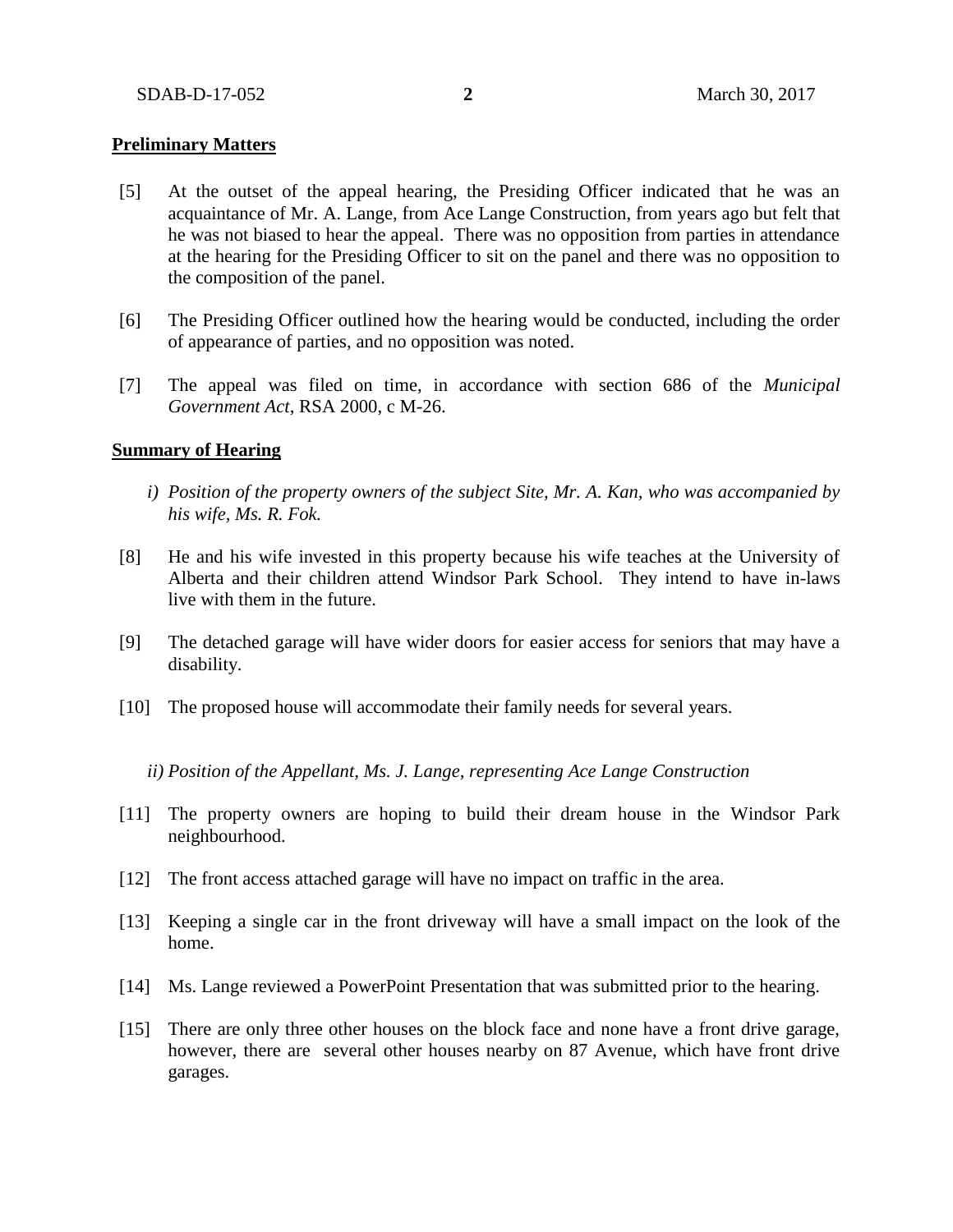**Preliminary Matters**

[5] At the outset of the appeal hearing, the Presiding Officer indicated that he was an acquaintance of Mr. A. Lange, from Ace Lange Construction, from years ago but felt that he was not biased to hear the appeal. There was no opposition from parties in attendance at the hearing for the Presiding Officer to sit on the panel and there was no opposition to the composition of the panel.

[6] The Presiding Officer outlined how the hearing would be conducted, including the order of appearance of parties, and no opposition was noted.

[7] The appeal was filed on time, in accordance with section 686 of the *Municipal Government Act*, RSA 2000, c M-26.

**Summary of Hearing**

*i) Position of the property owners of the subject Site, Mr. A. Kan, who was accompanied by his wife, Ms. R. Fok.*

[8] He and his wife invested in this property because his wife teaches at the University of Alberta and their children attend Windsor Park School. They intend to have in-laws live with them in the future.

[9] The detached garage will have wider doors for easier access for seniors that may have a disability.

[10] The proposed house will accommodate their family needs for several years.

*ii) Position of the Appellant, Ms. J. Lange, representing Ace Lange Construction*

[11] The property owners are hoping to build their dream house in the Windsor Park neighbourhood.

[12] The front access attached garage will have no impact on traffic in the area.

[13] Keeping a single car in the front driveway will have a small impact on the look of the home.

[14] Ms. Lange reviewed a PowerPoint Presentation that was submitted prior to the hearing.

[15] There are only three other houses on the block face and none have a front drive garage, however, there are several other houses nearby on 87 Avenue, which have front drive garages.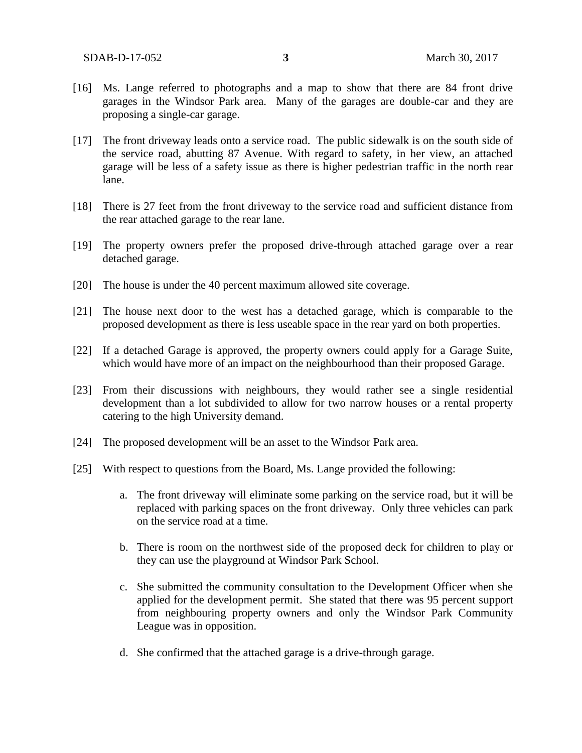[16] Ms. Lange referred to photographs and a map to show that there are 84 front drive garages in the Windsor Park area. Many of the garages are double-car and they are proposing a single-car garage.

[17] The front driveway leads onto a service road. The public sidewalk is on the south side of the service road, abutting 87 Avenue. With regard to safety, in her view, an attached garage will be less of a safety issue as there is higher pedestrian traffic in the north rear lane.

[18] There is 27 feet from the front driveway to the service road and sufficient distance from the rear attached garage to the rear lane.

[19] The property owners prefer the proposed drive-through attached garage over a rear detached garage.

[20] The house is under the 40 percent maximum allowed site coverage.

[21] The house next door to the west has a detached garage, which is comparable to the proposed development as there is less useable space in the rear yard on both properties.

[22] If a detached Garage is approved, the property owners could apply for a Garage Suite, which would have more of an impact on the neighbourhood than their proposed Garage.

[23] From their discussions with neighbours, they would rather see a single residential development than a lot subdivided to allow for two narrow houses or a rental property catering to the high University demand.

[24] The proposed development will be an asset to the Windsor Park area.

[25] With respect to questions from the Board, Ms. Lange provided the following:

a. The front driveway will eliminate some parking on the service road, but it will be replaced with parking spaces on the front driveway. Only three vehicles can park on the service road at a time.

b. There is room on the northwest side of the proposed deck for children to play or they can use the playground at Windsor Park School.

c. She submitted the community consultation to the Development Officer when she applied for the development permit. She stated that there was 95 percent support from neighbouring property owners and only the Windsor Park Community League was in opposition.

d. She confirmed that the attached garage is a drive-through garage.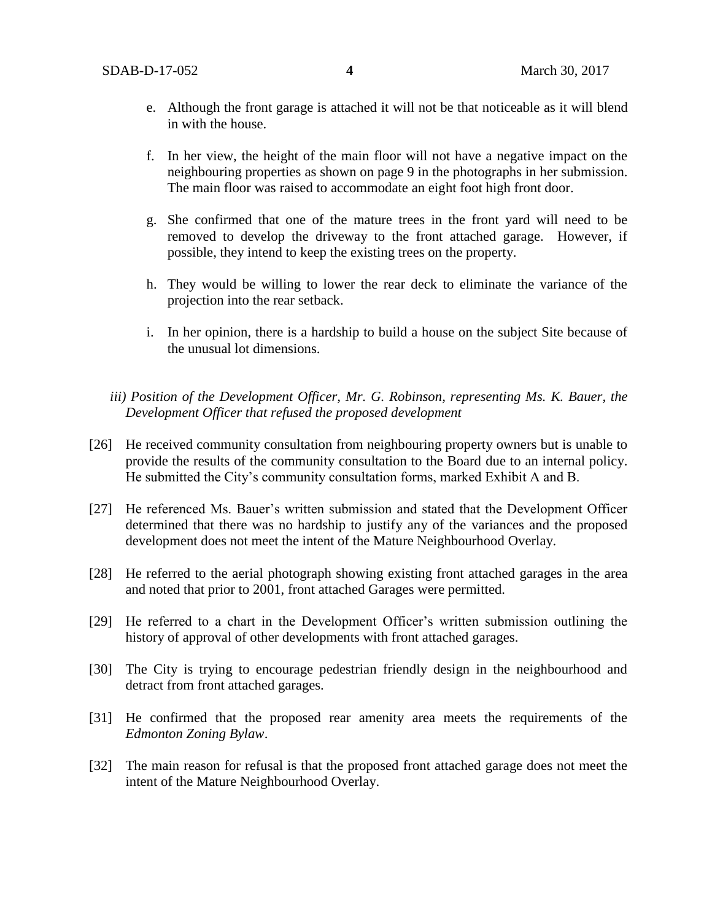e. Although the front garage is attached it will not be that noticeable as it will blend in with the house.

f. In her view, the height of the main floor will not have a negative impact on the neighbouring properties as shown on page 9 in the photographs in her submission. The main floor was raised to accommodate an eight foot high front door.

g. She confirmed that one of the mature trees in the front yard will need to be removed to develop the driveway to the front attached garage. However, if possible, they intend to keep the existing trees on the property.

h. They would be willing to lower the rear deck to eliminate the variance of the projection into the rear setback.

i. In her opinion, there is a hardship to build a house on the subject Site because of the unusual lot dimensions.

*iii) Position of the Development Officer, Mr. G. Robinson, representing Ms. K. Bauer, the Development Officer that refused the proposed development*

[26] He received community consultation from neighbouring property owners but is unable to provide the results of the community consultation to the Board due to an internal policy. He submitted the City's community consultation forms, marked Exhibit A and B.

[27] He referenced Ms. Bauer's written submission and stated that the Development Officer determined that there was no hardship to justify any of the variances and the proposed development does not meet the intent of the Mature Neighbourhood Overlay.

[28] He referred to the aerial photograph showing existing front attached garages in the area and noted that prior to 2001, front attached Garages were permitted.

[29] He referred to a chart in the Development Officer's written submission outlining the history of approval of other developments with front attached garages.

[30] The City is trying to encourage pedestrian friendly design in the neighbourhood and detract from front attached garages.

[31] He confirmed that the proposed rear amenity area meets the requirements of the *Edmonton Zoning Bylaw*.

[32] The main reason for refusal is that the proposed front attached garage does not meet the intent of the Mature Neighbourhood Overlay.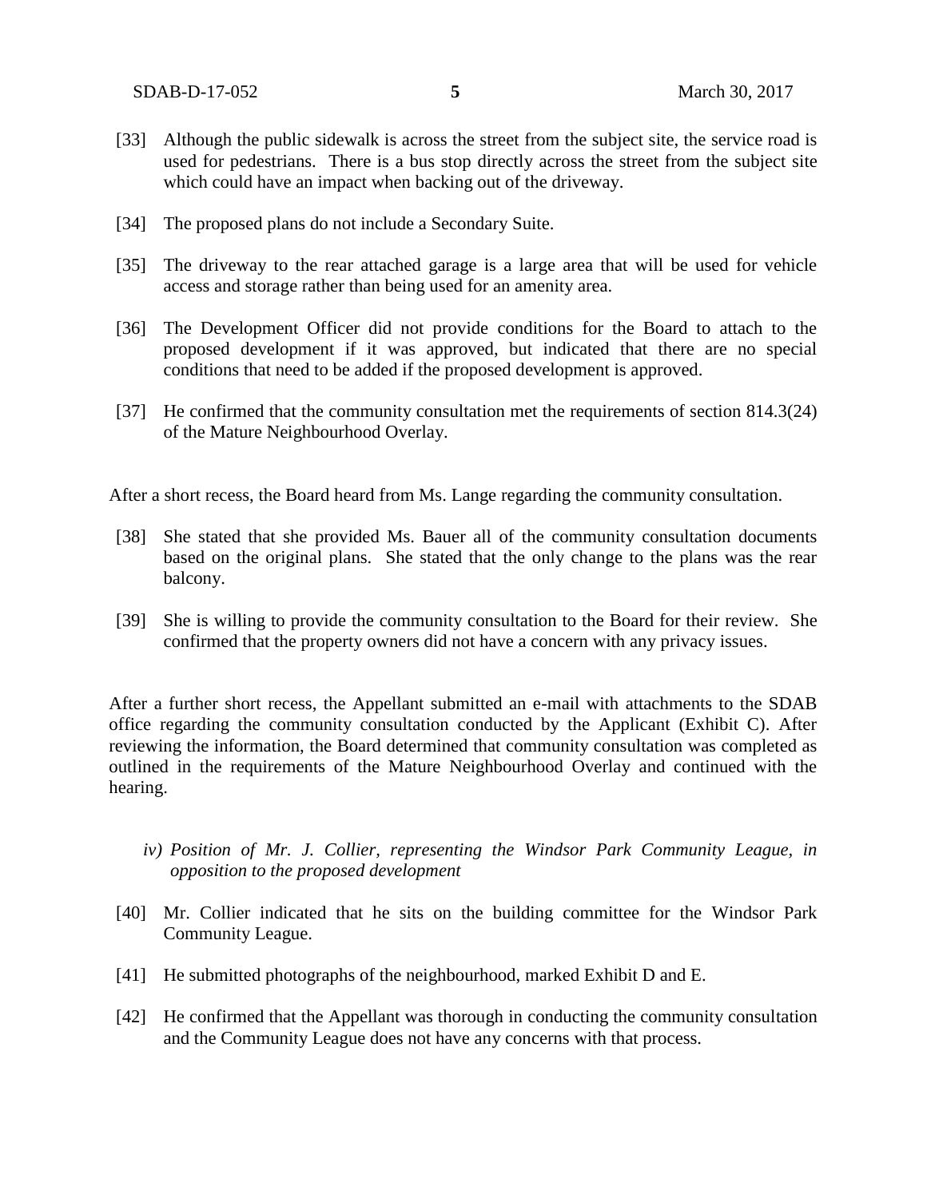[33] Although the public sidewalk is across the street from the subject site, the service road is used for pedestrians. There is a bus stop directly across the street from the subject site which could have an impact when backing out of the driveway.

[34] The proposed plans do not include a Secondary Suite.

[35] The driveway to the rear attached garage is a large area that will be used for vehicle access and storage rather than being used for an amenity area.

[36] The Development Officer did not provide conditions for the Board to attach to the proposed development if it was approved, but indicated that there are no special conditions that need to be added if the proposed development is approved.

[37] He confirmed that the community consultation met the requirements of section 814.3(24) of the Mature Neighbourhood Overlay.

After a short recess, the Board heard from Ms. Lange regarding the community consultation.

[38] She stated that she provided Ms. Bauer all of the community consultation documents based on the original plans. She stated that the only change to the plans was the rear balcony.

[39] She is willing to provide the community consultation to the Board for their review. She confirmed that the property owners did not have a concern with any privacy issues.

After a further short recess, the Appellant submitted an e-mail with attachments to the SDAB office regarding the community consultation conducted by the Applicant (Exhibit C). After reviewing the information, the Board determined that community consultation was completed as outlined in the requirements of the Mature Neighbourhood Overlay and continued with the hearing.

*iv) Position of Mr. J. Collier, representing the Windsor Park Community League, in opposition to the proposed development*

[40] Mr. Collier indicated that he sits on the building committee for the Windsor Park Community League.

[41] He submitted photographs of the neighbourhood, marked Exhibit D and E.

[42] He confirmed that the Appellant was thorough in conducting the community consultation and the Community League does not have any concerns with that process.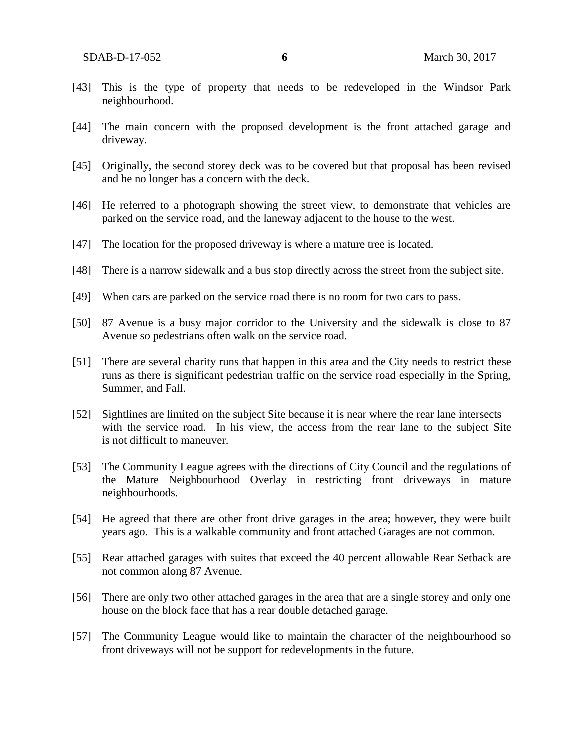[43] This is the type of property that needs to be redeveloped in the Windsor Park neighbourhood.

[44] The main concern with the proposed development is the front attached garage and driveway.

[45] Originally, the second storey deck was to be covered but that proposal has been revised and he no longer has a concern with the deck.

[46] He referred to a photograph showing the street view, to demonstrate that vehicles are parked on the service road, and the laneway adjacent to the house to the west.

[47] The location for the proposed driveway is where a mature tree is located.

[48] There is a narrow sidewalk and a bus stop directly across the street from the subject site.

[49] When cars are parked on the service road there is no room for two cars to pass.

[50] 87 Avenue is a busy major corridor to the University and the sidewalk is close to 87 Avenue so pedestrians often walk on the service road.

[51] There are several charity runs that happen in this area and the City needs to restrict these runs as there is significant pedestrian traffic on the service road especially in the Spring, Summer, and Fall.

[52] Sightlines are limited on the subject Site because it is near where the rear lane intersects with the service road. In his view, the access from the rear lane to the subject Site is not difficult to maneuver.

[53] The Community League agrees with the directions of City Council and the regulations of the Mature Neighbourhood Overlay in restricting front driveways in mature neighbourhoods.

[54] He agreed that there are other front drive garages in the area; however, they were built years ago. This is a walkable community and front attached Garages are not common.

[55] Rear attached garages with suites that exceed the 40 percent allowable Rear Setback are not common along 87 Avenue.

[56] There are only two other attached garages in the area that are a single storey and only one house on the block face that has a rear double detached garage.

[57] The Community League would like to maintain the character of the neighbourhood so front driveways will not be support for redevelopments in the future.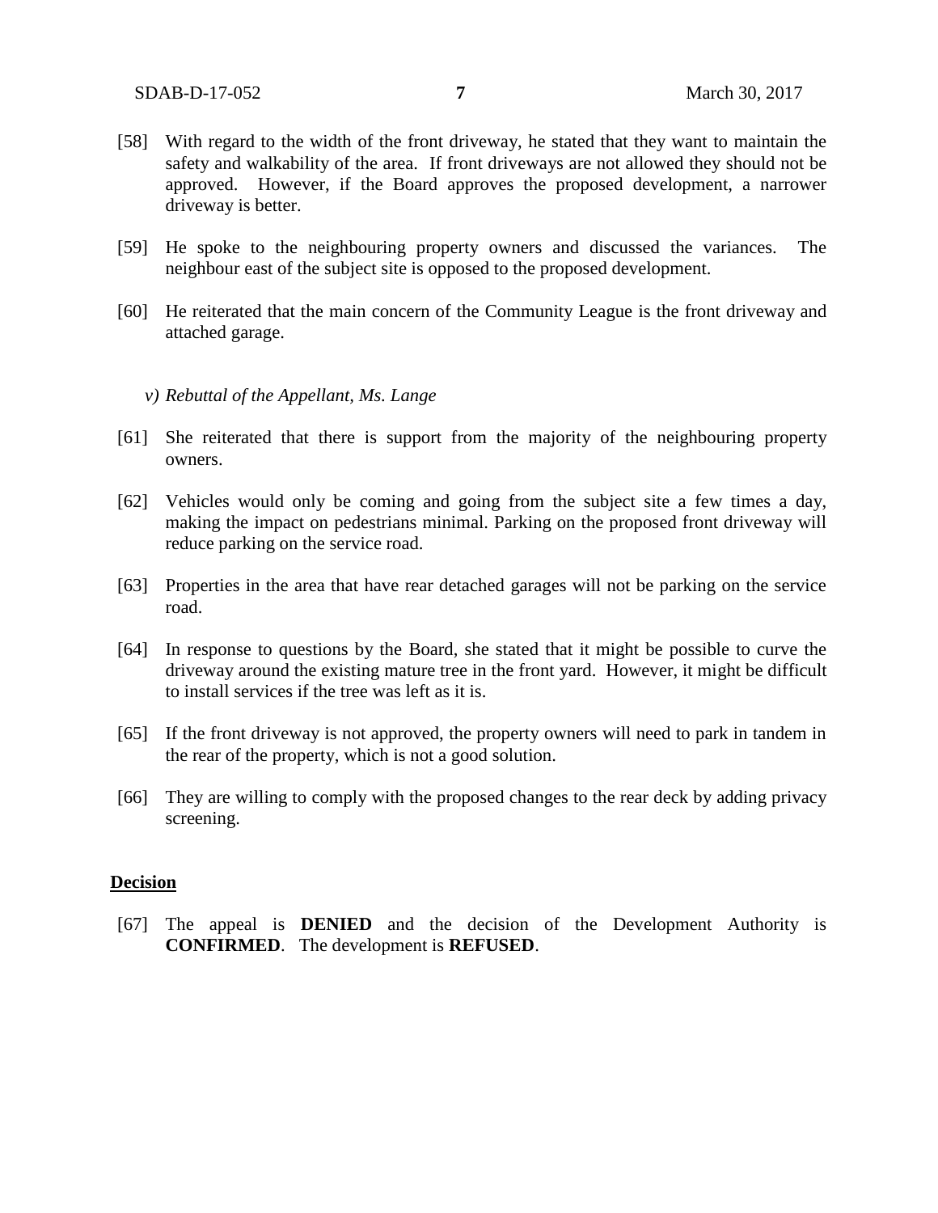[58] With regard to the width of the front driveway, he stated that they want to maintain the safety and walkability of the area. If front driveways are not allowed they should not be approved. However, if the Board approves the proposed development, a narrower driveway is better.

[59] He spoke to the neighbouring property owners and discussed the variances. The neighbour east of the subject site is opposed to the proposed development.

[60] He reiterated that the main concern of the Community League is the front driveway and attached garage.

*v) Rebuttal of the Appellant, Ms. Lange*

[61] She reiterated that there is support from the majority of the neighbouring property owners.

[62] Vehicles would only be coming and going from the subject site a few times a day, making the impact on pedestrians minimal. Parking on the proposed front driveway will reduce parking on the service road.

[63] Properties in the area that have rear detached garages will not be parking on the service road.

[64] In response to questions by the Board, she stated that it might be possible to curve the driveway around the existing mature tree in the front yard. However, it might be difficult to install services if the tree was left as it is.

[65] If the front driveway is not approved, the property owners will need to park in tandem in the rear of the property, which is not a good solution.

[66] They are willing to comply with the proposed changes to the rear deck by adding privacy screening.

## Decision

[67] The appeal is **DENIED** and the decision of the Development Authority is **CONFIRMED**. The development is **REFUSED**.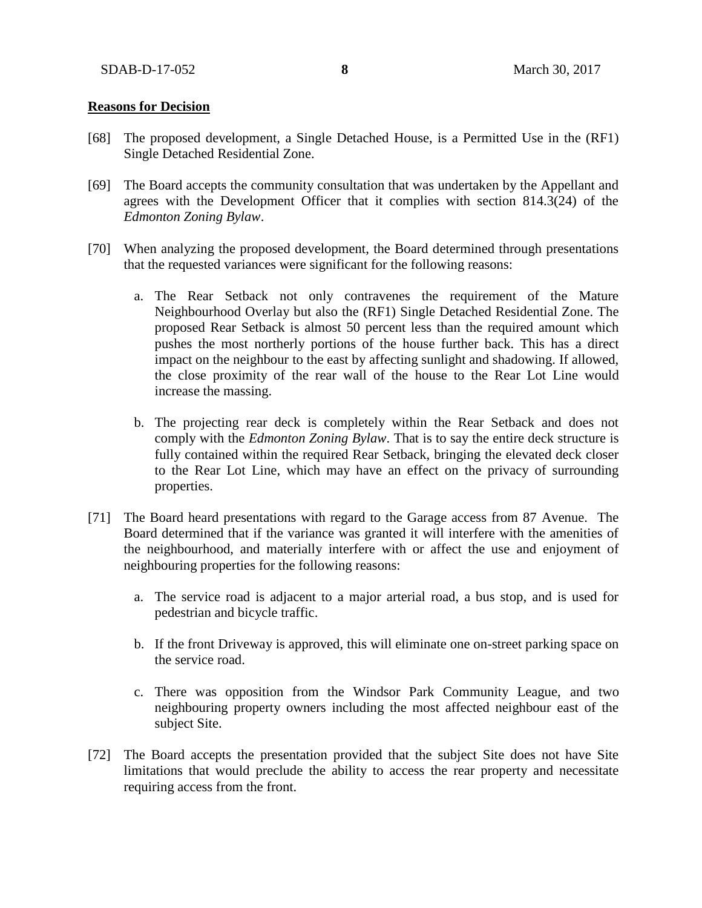**Reasons for Decision**

[68] The proposed development, a Single Detached House, is a Permitted Use in the (RF1) Single Detached Residential Zone.

[69] The Board accepts the community consultation that was undertaken by the Appellant and agrees with the Development Officer that it complies with section 814.3(24) of the *Edmonton Zoning Bylaw*.

[70] When analyzing the proposed development, the Board determined through presentations that the requested variances were significant for the following reasons:

a. The Rear Setback not only contravenes the requirement of the Mature Neighbourhood Overlay but also the (RF1) Single Detached Residential Zone. The proposed Rear Setback is almost 50 percent less than the required amount which pushes the most northerly portions of the house further back. This has a direct impact on the neighbour to the east by affecting sunlight and shadowing. If allowed, the close proximity of the rear wall of the house to the Rear Lot Line would increase the massing.

b. The projecting rear deck is completely within the Rear Setback and does not comply with the *Edmonton Zoning Bylaw*. That is to say the entire deck structure is fully contained within the required Rear Setback, bringing the elevated deck closer to the Rear Lot Line, which may have an effect on the privacy of surrounding properties.

[71] The Board heard presentations with regard to the Garage access from 87 Avenue. The Board determined that if the variance was granted it will interfere with the amenities of the neighbourhood, and materially interfere with or affect the use and enjoyment of neighbouring properties for the following reasons:

a. The service road is adjacent to a major arterial road, a bus stop, and is used for pedestrian and bicycle traffic.

b. If the front Driveway is approved, this will eliminate one on-street parking space on the service road.

c. There was opposition from the Windsor Park Community League, and two neighbouring property owners including the most affected neighbour east of the subject Site.

[72] The Board accepts the presentation provided that the subject Site does not have Site limitations that would preclude the ability to access the rear property and necessitate requiring access from the front.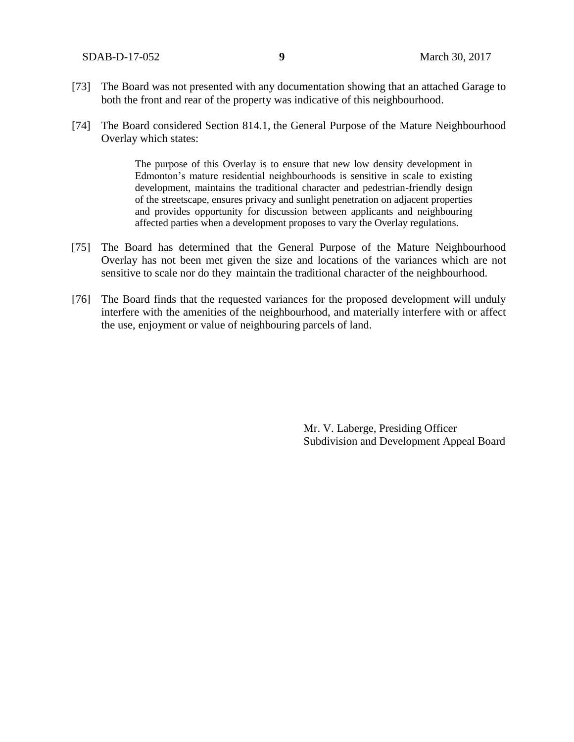[73] The Board was not presented with any documentation showing that an attached Garage to both the front and rear of the property was indicative of this neighbourhood.

[74] The Board considered Section 814.1, the General Purpose of the Mature Neighbourhood Overlay which states:

> The purpose of this Overlay is to ensure that new low density development in Edmonton's mature residential neighbourhoods is sensitive in scale to existing development, maintains the traditional character and pedestrian-friendly design of the streetscape, ensures privacy and sunlight penetration on adjacent properties and provides opportunity for discussion between applicants and neighbouring affected parties when a development proposes to vary the Overlay regulations.

[75] The Board has determined that the General Purpose of the Mature Neighbourhood Overlay has not been met given the size and locations of the variances which are not sensitive to scale nor do they maintain the traditional character of the neighbourhood.

[76] The Board finds that the requested variances for the proposed development will unduly interfere with the amenities of the neighbourhood, and materially interfere with or affect the use, enjoyment or value of neighbouring parcels of land.

Mr. V. Laberge, Presiding Officer
Subdivision and Development Appeal Board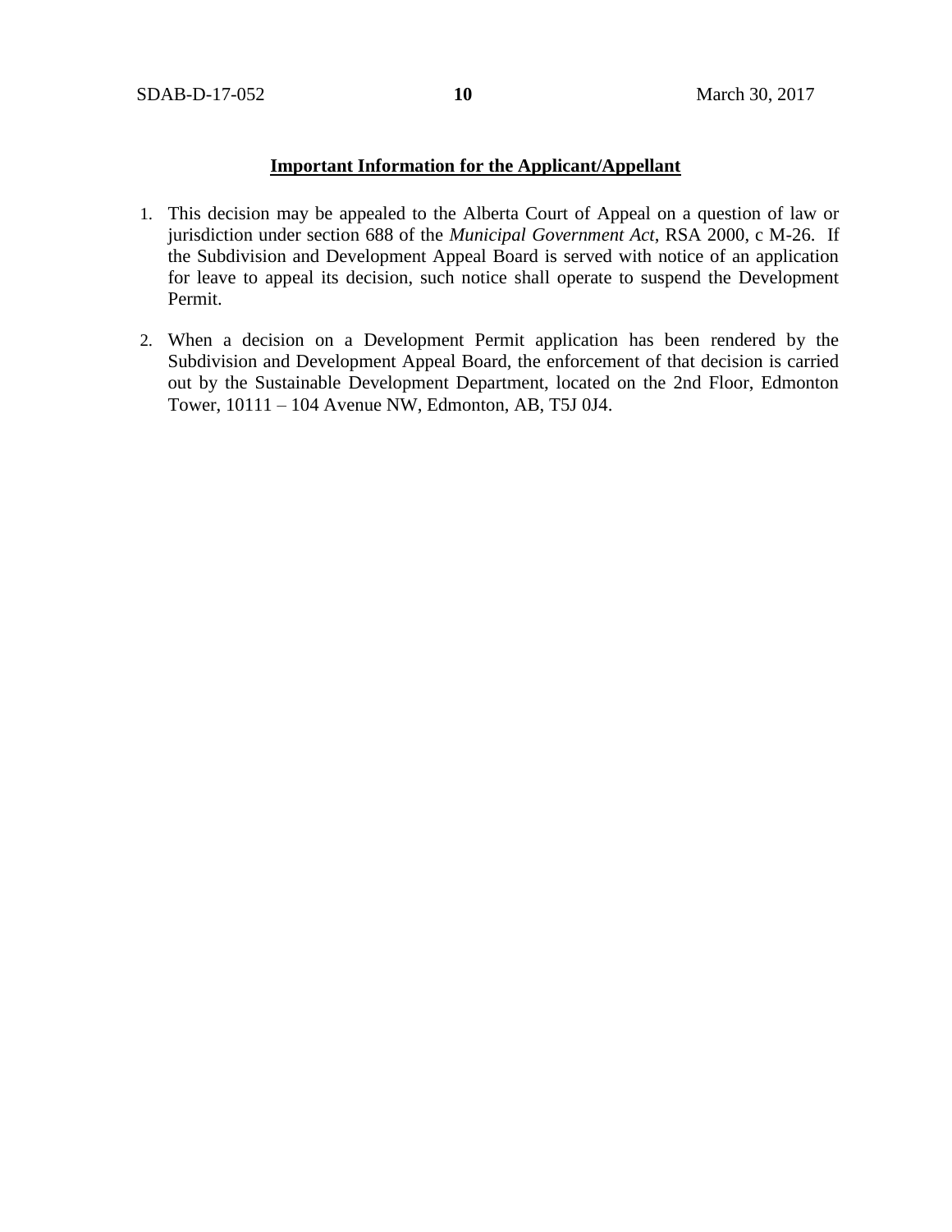**Important Information for the Applicant/Appellant**

1. This decision may be appealed to the Alberta Court of Appeal on a question of law or jurisdiction under section 688 of the *Municipal Government Act*, RSA 2000, c M-26. If the Subdivision and Development Appeal Board is served with notice of an application for leave to appeal its decision, such notice shall operate to suspend the Development Permit.

2. When a decision on a Development Permit application has been rendered by the Subdivision and Development Appeal Board, the enforcement of that decision is carried out by the Sustainable Development Department, located on the 2nd Floor, Edmonton Tower, 10111 – 104 Avenue NW, Edmonton, AB, T5J 0J4.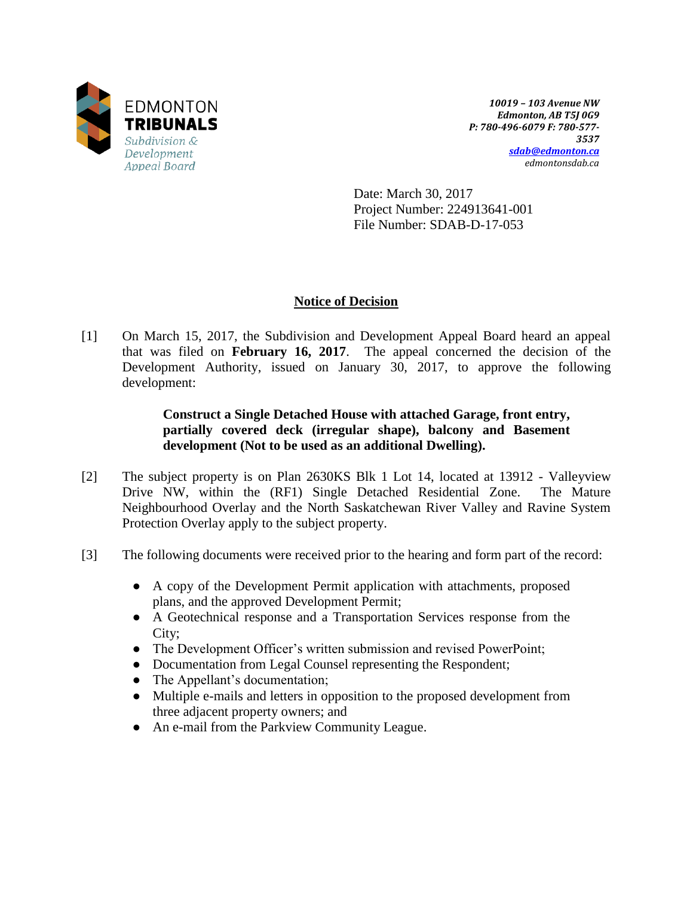EDMONTON
**TRIBUNALS**
*Subdivision & Development Appeal Board*

***10019 – 103 Avenue NW***
***Edmonton, AB T5J 0G9***
***P: 780-496-6079 F: 780-577-3537***
***sdab@edmonton.ca***
*edmontonsdab.ca*

Date: March 30, 2017
Project Number: 224913641-001
File Number: SDAB-D-17-053

## Notice of Decision

[1] On March 15, 2017, the Subdivision and Development Appeal Board heard an appeal that was filed on **February 16, 2017**. The appeal concerned the decision of the Development Authority, issued on January 30, 2017, to approve the following development:

> **Construct a Single Detached House with attached Garage, front entry, partially covered deck (irregular shape), balcony and Basement development (Not to be used as an additional Dwelling).**

[2] The subject property is on Plan 2630KS Blk 1 Lot 14, located at 13912 - Valleyview Drive NW, within the (RF1) Single Detached Residential Zone. The Mature Neighbourhood Overlay and the North Saskatchewan River Valley and Ravine System Protection Overlay apply to the subject property.

[3] The following documents were received prior to the hearing and form part of the record:

- A copy of the Development Permit application with attachments, proposed plans, and the approved Development Permit;
- A Geotechnical response and a Transportation Services response from the City;
- The Development Officer's written submission and revised PowerPoint;
- Documentation from Legal Counsel representing the Respondent;
- The Appellant's documentation;
- Multiple e-mails and letters in opposition to the proposed development from three adjacent property owners; and
- An e-mail from the Parkview Community League.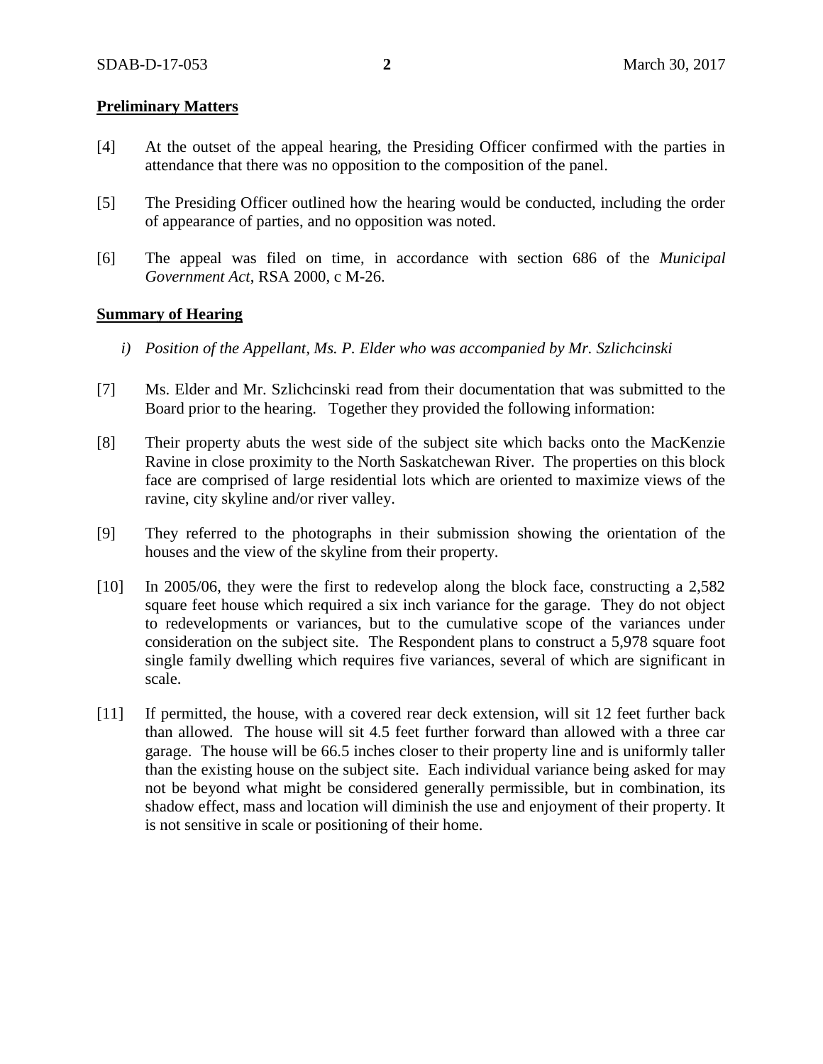**Preliminary Matters**

[4] At the outset of the appeal hearing, the Presiding Officer confirmed with the parties in attendance that there was no opposition to the composition of the panel.

[5] The Presiding Officer outlined how the hearing would be conducted, including the order of appearance of parties, and no opposition was noted.

[6] The appeal was filed on time, in accordance with section 686 of the *Municipal Government Act*, RSA 2000, c M-26.

**Summary of Hearing**

*i) Position of the Appellant, Ms. P. Elder who was accompanied by Mr. Szlichcinski*

[7] Ms. Elder and Mr. Szlichcinski read from their documentation that was submitted to the Board prior to the hearing. Together they provided the following information:

[8] Their property abuts the west side of the subject site which backs onto the MacKenzie Ravine in close proximity to the North Saskatchewan River. The properties on this block face are comprised of large residential lots which are oriented to maximize views of the ravine, city skyline and/or river valley.

[9] They referred to the photographs in their submission showing the orientation of the houses and the view of the skyline from their property.

[10] In 2005/06, they were the first to redevelop along the block face, constructing a 2,582 square feet house which required a six inch variance for the garage. They do not object to redevelopments or variances, but to the cumulative scope of the variances under consideration on the subject site. The Respondent plans to construct a 5,978 square foot single family dwelling which requires five variances, several of which are significant in scale.

[11] If permitted, the house, with a covered rear deck extension, will sit 12 feet further back than allowed. The house will sit 4.5 feet further forward than allowed with a three car garage. The house will be 66.5 inches closer to their property line and is uniformly taller than the existing house on the subject site. Each individual variance being asked for may not be beyond what might be considered generally permissible, but in combination, its shadow effect, mass and location will diminish the use and enjoyment of their property. It is not sensitive in scale or positioning of their home.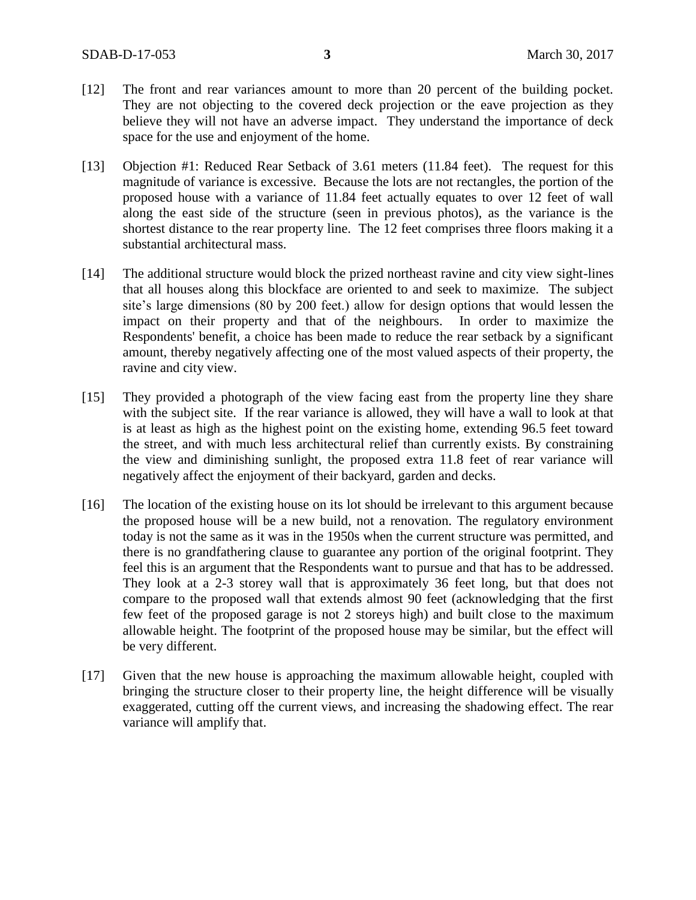[12] The front and rear variances amount to more than 20 percent of the building pocket. They are not objecting to the covered deck projection or the eave projection as they believe they will not have an adverse impact. They understand the importance of deck space for the use and enjoyment of the home.

[13] Objection #1: Reduced Rear Setback of 3.61 meters (11.84 feet). The request for this magnitude of variance is excessive. Because the lots are not rectangles, the portion of the proposed house with a variance of 11.84 feet actually equates to over 12 feet of wall along the east side of the structure (seen in previous photos), as the variance is the shortest distance to the rear property line. The 12 feet comprises three floors making it a substantial architectural mass.

[14] The additional structure would block the prized northeast ravine and city view sight-lines that all houses along this blockface are oriented to and seek to maximize. The subject site's large dimensions (80 by 200 feet.) allow for design options that would lessen the impact on their property and that of the neighbours. In order to maximize the Respondents' benefit, a choice has been made to reduce the rear setback by a significant amount, thereby negatively affecting one of the most valued aspects of their property, the ravine and city view.

[15] They provided a photograph of the view facing east from the property line they share with the subject site. If the rear variance is allowed, they will have a wall to look at that is at least as high as the highest point on the existing home, extending 96.5 feet toward the street, and with much less architectural relief than currently exists. By constraining the view and diminishing sunlight, the proposed extra 11.8 feet of rear variance will negatively affect the enjoyment of their backyard, garden and decks.

[16] The location of the existing house on its lot should be irrelevant to this argument because the proposed house will be a new build, not a renovation. The regulatory environment today is not the same as it was in the 1950s when the current structure was permitted, and there is no grandfathering clause to guarantee any portion of the original footprint. They feel this is an argument that the Respondents want to pursue and that has to be addressed. They look at a 2-3 storey wall that is approximately 36 feet long, but that does not compare to the proposed wall that extends almost 90 feet (acknowledging that the first few feet of the proposed garage is not 2 storeys high) and built close to the maximum allowable height. The footprint of the proposed house may be similar, but the effect will be very different.

[17] Given that the new house is approaching the maximum allowable height, coupled with bringing the structure closer to their property line, the height difference will be visually exaggerated, cutting off the current views, and increasing the shadowing effect. The rear variance will amplify that.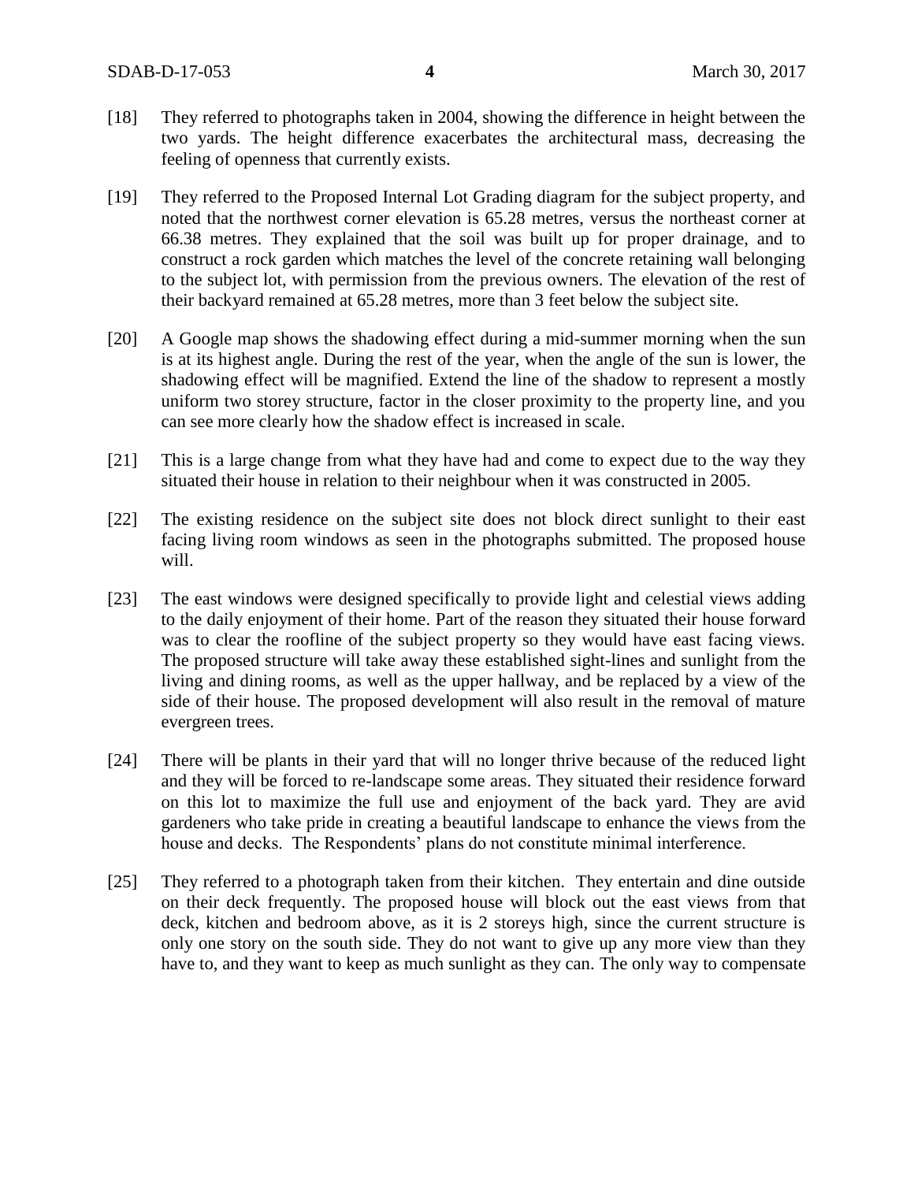[18] They referred to photographs taken in 2004, showing the difference in height between the two yards. The height difference exacerbates the architectural mass, decreasing the feeling of openness that currently exists.

[19] They referred to the Proposed Internal Lot Grading diagram for the subject property, and noted that the northwest corner elevation is 65.28 metres, versus the northeast corner at 66.38 metres. They explained that the soil was built up for proper drainage, and to construct a rock garden which matches the level of the concrete retaining wall belonging to the subject lot, with permission from the previous owners. The elevation of the rest of their backyard remained at 65.28 metres, more than 3 feet below the subject site.

[20] A Google map shows the shadowing effect during a mid-summer morning when the sun is at its highest angle. During the rest of the year, when the angle of the sun is lower, the shadowing effect will be magnified. Extend the line of the shadow to represent a mostly uniform two storey structure, factor in the closer proximity to the property line, and you can see more clearly how the shadow effect is increased in scale.

[21] This is a large change from what they have had and come to expect due to the way they situated their house in relation to their neighbour when it was constructed in 2005.

[22] The existing residence on the subject site does not block direct sunlight to their east facing living room windows as seen in the photographs submitted. The proposed house will.

[23] The east windows were designed specifically to provide light and celestial views adding to the daily enjoyment of their home. Part of the reason they situated their house forward was to clear the roofline of the subject property so they would have east facing views. The proposed structure will take away these established sight-lines and sunlight from the living and dining rooms, as well as the upper hallway, and be replaced by a view of the side of their house. The proposed development will also result in the removal of mature evergreen trees.

[24] There will be plants in their yard that will no longer thrive because of the reduced light and they will be forced to re-landscape some areas. They situated their residence forward on this lot to maximize the full use and enjoyment of the back yard. They are avid gardeners who take pride in creating a beautiful landscape to enhance the views from the house and decks. The Respondents' plans do not constitute minimal interference.

[25] They referred to a photograph taken from their kitchen. They entertain and dine outside on their deck frequently. The proposed house will block out the east views from that deck, kitchen and bedroom above, as it is 2 storeys high, since the current structure is only one story on the south side. They do not want to give up any more view than they have to, and they want to keep as much sunlight as they can. The only way to compensate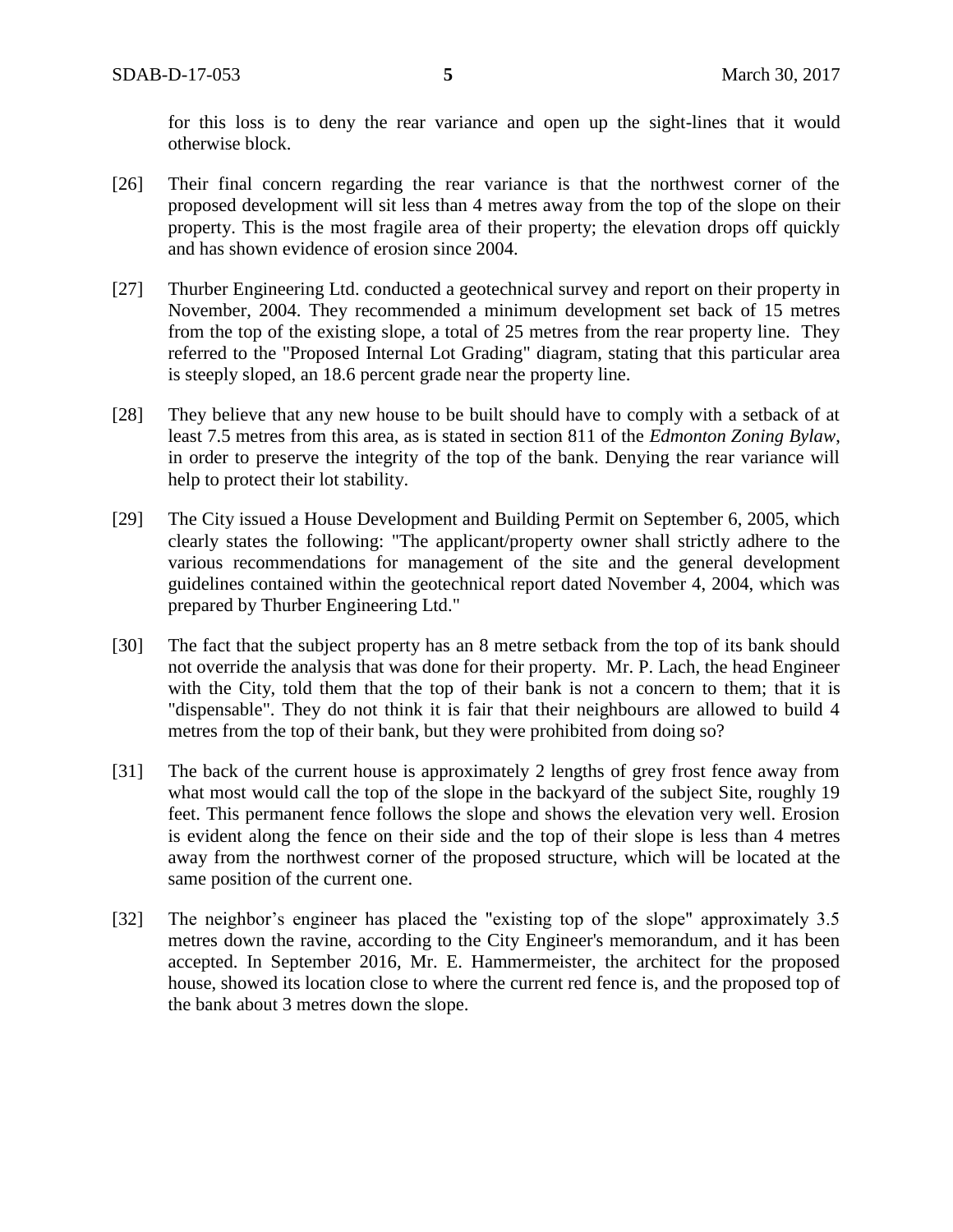for this loss is to deny the rear variance and open up the sight-lines that it would otherwise block.

[26] Their final concern regarding the rear variance is that the northwest corner of the proposed development will sit less than 4 metres away from the top of the slope on their property. This is the most fragile area of their property; the elevation drops off quickly and has shown evidence of erosion since 2004.

[27] Thurber Engineering Ltd. conducted a geotechnical survey and report on their property in November, 2004. They recommended a minimum development set back of 15 metres from the top of the existing slope, a total of 25 metres from the rear property line. They referred to the "Proposed Internal Lot Grading" diagram, stating that this particular area is steeply sloped, an 18.6 percent grade near the property line.

[28] They believe that any new house to be built should have to comply with a setback of at least 7.5 metres from this area, as is stated in section 811 of the *Edmonton Zoning Bylaw*, in order to preserve the integrity of the top of the bank. Denying the rear variance will help to protect their lot stability.

[29] The City issued a House Development and Building Permit on September 6, 2005, which clearly states the following: "The applicant/property owner shall strictly adhere to the various recommendations for management of the site and the general development guidelines contained within the geotechnical report dated November 4, 2004, which was prepared by Thurber Engineering Ltd."

[30] The fact that the subject property has an 8 metre setback from the top of its bank should not override the analysis that was done for their property. Mr. P. Lach, the head Engineer with the City, told them that the top of their bank is not a concern to them; that it is "dispensable". They do not think it is fair that their neighbours are allowed to build 4 metres from the top of their bank, but they were prohibited from doing so?

[31] The back of the current house is approximately 2 lengths of grey frost fence away from what most would call the top of the slope in the backyard of the subject Site, roughly 19 feet. This permanent fence follows the slope and shows the elevation very well. Erosion is evident along the fence on their side and the top of their slope is less than 4 metres away from the northwest corner of the proposed structure, which will be located at the same position of the current one.

[32] The neighbor's engineer has placed the "existing top of the slope" approximately 3.5 metres down the ravine, according to the City Engineer's memorandum, and it has been accepted. In September 2016, Mr. E. Hammermeister, the architect for the proposed house, showed its location close to where the current red fence is, and the proposed top of the bank about 3 metres down the slope.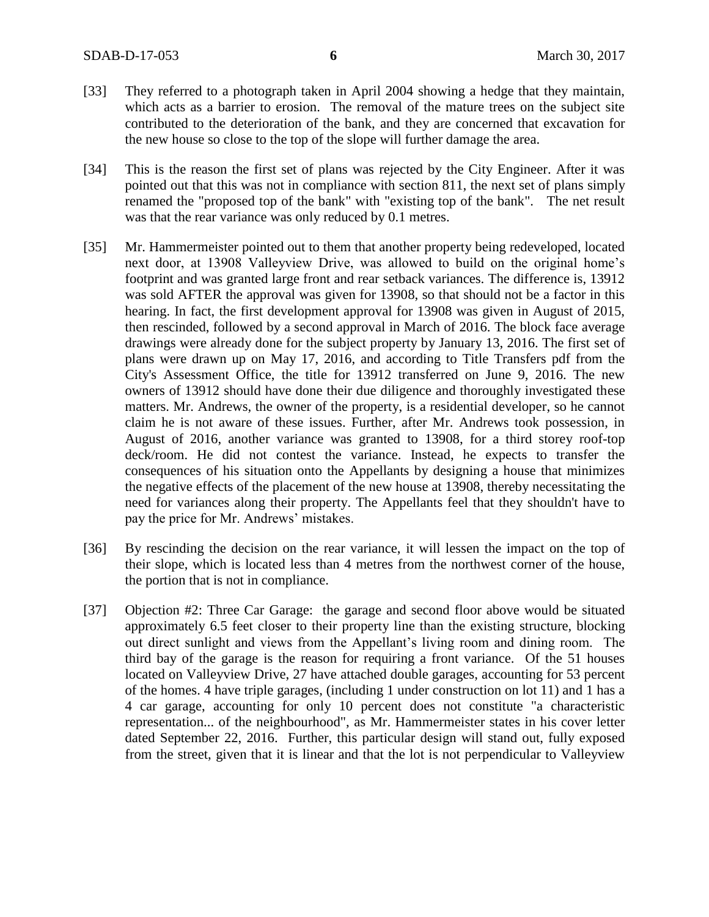[33] They referred to a photograph taken in April 2004 showing a hedge that they maintain, which acts as a barrier to erosion. The removal of the mature trees on the subject site contributed to the deterioration of the bank, and they are concerned that excavation for the new house so close to the top of the slope will further damage the area.

[34] This is the reason the first set of plans was rejected by the City Engineer. After it was pointed out that this was not in compliance with section 811, the next set of plans simply renamed the "proposed top of the bank" with "existing top of the bank". The net result was that the rear variance was only reduced by 0.1 metres.

[35] Mr. Hammermeister pointed out to them that another property being redeveloped, located next door, at 13908 Valleyview Drive, was allowed to build on the original home's footprint and was granted large front and rear setback variances. The difference is, 13912 was sold AFTER the approval was given for 13908, so that should not be a factor in this hearing. In fact, the first development approval for 13908 was given in August of 2015, then rescinded, followed by a second approval in March of 2016. The block face average drawings were already done for the subject property by January 13, 2016. The first set of plans were drawn up on May 17, 2016, and according to Title Transfers pdf from the City's Assessment Office, the title for 13912 transferred on June 9, 2016. The new owners of 13912 should have done their due diligence and thoroughly investigated these matters. Mr. Andrews, the owner of the property, is a residential developer, so he cannot claim he is not aware of these issues. Further, after Mr. Andrews took possession, in August of 2016, another variance was granted to 13908, for a third storey roof-top deck/room. He did not contest the variance. Instead, he expects to transfer the consequences of his situation onto the Appellants by designing a house that minimizes the negative effects of the placement of the new house at 13908, thereby necessitating the need for variances along their property. The Appellants feel that they shouldn't have to pay the price for Mr. Andrews' mistakes.

[36] By rescinding the decision on the rear variance, it will lessen the impact on the top of their slope, which is located less than 4 metres from the northwest corner of the house, the portion that is not in compliance.

[37] Objection #2: Three Car Garage: the garage and second floor above would be situated approximately 6.5 feet closer to their property line than the existing structure, blocking out direct sunlight and views from the Appellant's living room and dining room. The third bay of the garage is the reason for requiring a front variance. Of the 51 houses located on Valleyview Drive, 27 have attached double garages, accounting for 53 percent of the homes. 4 have triple garages, (including 1 under construction on lot 11) and 1 has a 4 car garage, accounting for only 10 percent does not constitute "a characteristic representation... of the neighbourhood", as Mr. Hammermeister states in his cover letter dated September 22, 2016. Further, this particular design will stand out, fully exposed from the street, given that it is linear and that the lot is not perpendicular to Valleyview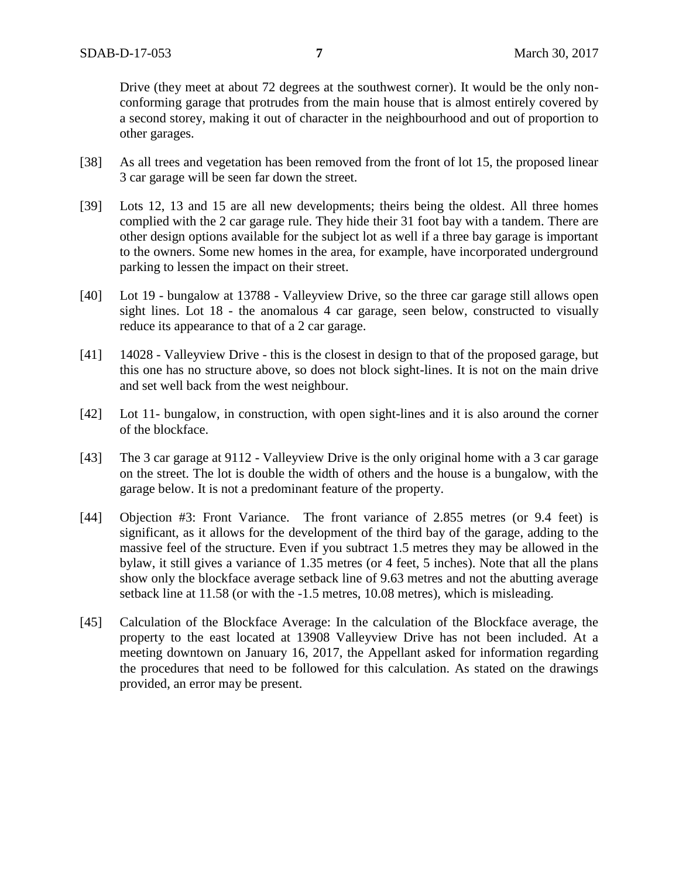Drive (they meet at about 72 degrees at the southwest corner). It would be the only non-conforming garage that protrudes from the main house that is almost entirely covered by a second storey, making it out of character in the neighbourhood and out of proportion to other garages.

[38] As all trees and vegetation has been removed from the front of lot 15, the proposed linear 3 car garage will be seen far down the street.

[39] Lots 12, 13 and 15 are all new developments; theirs being the oldest. All three homes complied with the 2 car garage rule. They hide their 31 foot bay with a tandem. There are other design options available for the subject lot as well if a three bay garage is important to the owners. Some new homes in the area, for example, have incorporated underground parking to lessen the impact on their street.

[40] Lot 19 - bungalow at 13788 - Valleyview Drive, so the three car garage still allows open sight lines. Lot 18 - the anomalous 4 car garage, seen below, constructed to visually reduce its appearance to that of a 2 car garage.

[41] 14028 - Valleyview Drive - this is the closest in design to that of the proposed garage, but this one has no structure above, so does not block sight-lines. It is not on the main drive and set well back from the west neighbour.

[42] Lot 11- bungalow, in construction, with open sight-lines and it is also around the corner of the blockface.

[43] The 3 car garage at 9112 - Valleyview Drive is the only original home with a 3 car garage on the street. The lot is double the width of others and the house is a bungalow, with the garage below. It is not a predominant feature of the property.

[44] Objection #3: Front Variance. The front variance of 2.855 metres (or 9.4 feet) is significant, as it allows for the development of the third bay of the garage, adding to the massive feel of the structure. Even if you subtract 1.5 metres they may be allowed in the bylaw, it still gives a variance of 1.35 metres (or 4 feet, 5 inches). Note that all the plans show only the blockface average setback line of 9.63 metres and not the abutting average setback line at 11.58 (or with the -1.5 metres, 10.08 metres), which is misleading.

[45] Calculation of the Blockface Average: In the calculation of the Blockface average, the property to the east located at 13908 Valleyview Drive has not been included. At a meeting downtown on January 16, 2017, the Appellant asked for information regarding the procedures that need to be followed for this calculation. As stated on the drawings provided, an error may be present.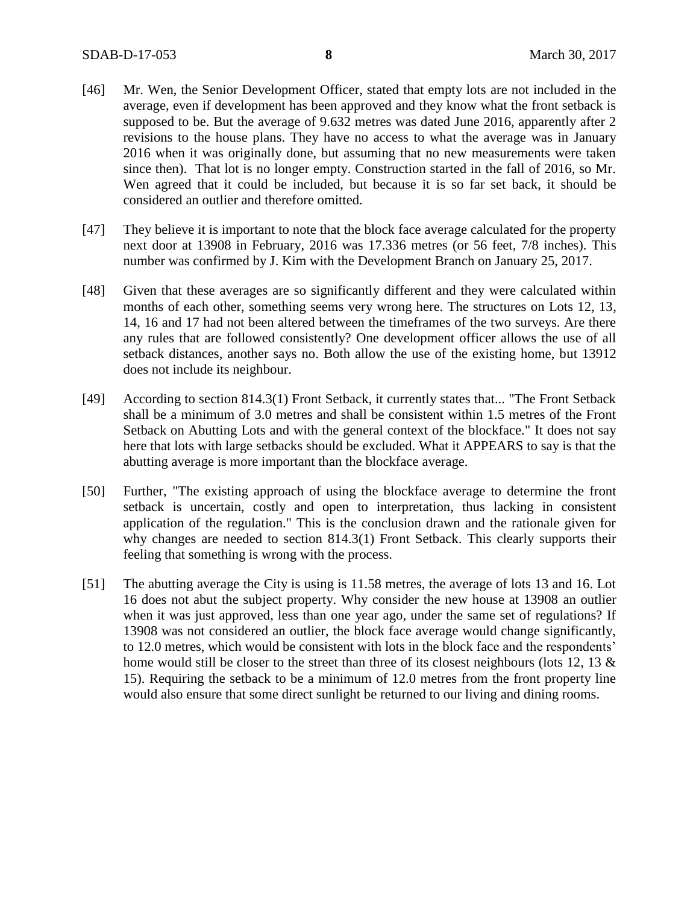[46] Mr. Wen, the Senior Development Officer, stated that empty lots are not included in the average, even if development has been approved and they know what the front setback is supposed to be. But the average of 9.632 metres was dated June 2016, apparently after 2 revisions to the house plans. They have no access to what the average was in January 2016 when it was originally done, but assuming that no new measurements were taken since then). That lot is no longer empty. Construction started in the fall of 2016, so Mr. Wen agreed that it could be included, but because it is so far set back, it should be considered an outlier and therefore omitted.

[47] They believe it is important to note that the block face average calculated for the property next door at 13908 in February, 2016 was 17.336 metres (or 56 feet, 7/8 inches). This number was confirmed by J. Kim with the Development Branch on January 25, 2017.

[48] Given that these averages are so significantly different and they were calculated within months of each other, something seems very wrong here. The structures on Lots 12, 13, 14, 16 and 17 had not been altered between the timeframes of the two surveys. Are there any rules that are followed consistently? One development officer allows the use of all setback distances, another says no. Both allow the use of the existing home, but 13912 does not include its neighbour.

[49] According to section 814.3(1) Front Setback, it currently states that... "The Front Setback shall be a minimum of 3.0 metres and shall be consistent within 1.5 metres of the Front Setback on Abutting Lots and with the general context of the blockface." It does not say here that lots with large setbacks should be excluded. What it APPEARS to say is that the abutting average is more important than the blockface average.

[50] Further, "The existing approach of using the blockface average to determine the front setback is uncertain, costly and open to interpretation, thus lacking in consistent application of the regulation." This is the conclusion drawn and the rationale given for why changes are needed to section 814.3(1) Front Setback. This clearly supports their feeling that something is wrong with the process.

[51] The abutting average the City is using is 11.58 metres, the average of lots 13 and 16. Lot 16 does not abut the subject property. Why consider the new house at 13908 an outlier when it was just approved, less than one year ago, under the same set of regulations? If 13908 was not considered an outlier, the block face average would change significantly, to 12.0 metres, which would be consistent with lots in the block face and the respondents' home would still be closer to the street than three of its closest neighbours (lots 12, 13 & 15). Requiring the setback to be a minimum of 12.0 metres from the front property line would also ensure that some direct sunlight be returned to our living and dining rooms.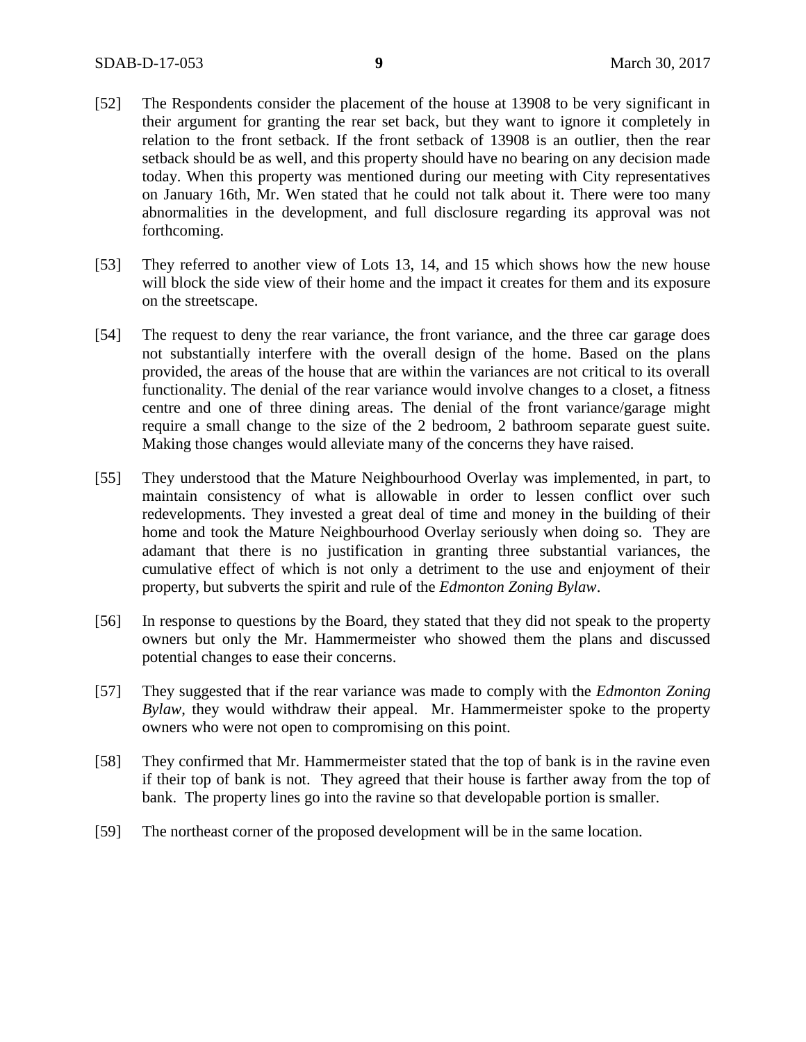[52] The Respondents consider the placement of the house at 13908 to be very significant in their argument for granting the rear set back, but they want to ignore it completely in relation to the front setback. If the front setback of 13908 is an outlier, then the rear setback should be as well, and this property should have no bearing on any decision made today. When this property was mentioned during our meeting with City representatives on January 16th, Mr. Wen stated that he could not talk about it. There were too many abnormalities in the development, and full disclosure regarding its approval was not forthcoming.

[53] They referred to another view of Lots 13, 14, and 15 which shows how the new house will block the side view of their home and the impact it creates for them and its exposure on the streetscape.

[54] The request to deny the rear variance, the front variance, and the three car garage does not substantially interfere with the overall design of the home. Based on the plans provided, the areas of the house that are within the variances are not critical to its overall functionality. The denial of the rear variance would involve changes to a closet, a fitness centre and one of three dining areas. The denial of the front variance/garage might require a small change to the size of the 2 bedroom, 2 bathroom separate guest suite. Making those changes would alleviate many of the concerns they have raised.

[55] They understood that the Mature Neighbourhood Overlay was implemented, in part, to maintain consistency of what is allowable in order to lessen conflict over such redevelopments. They invested a great deal of time and money in the building of their home and took the Mature Neighbourhood Overlay seriously when doing so. They are adamant that there is no justification in granting three substantial variances, the cumulative effect of which is not only a detriment to the use and enjoyment of their property, but subverts the spirit and rule of the *Edmonton Zoning Bylaw*.

[56] In response to questions by the Board, they stated that they did not speak to the property owners but only the Mr. Hammermeister who showed them the plans and discussed potential changes to ease their concerns.

[57] They suggested that if the rear variance was made to comply with the *Edmonton Zoning Bylaw*, they would withdraw their appeal. Mr. Hammermeister spoke to the property owners who were not open to compromising on this point.

[58] They confirmed that Mr. Hammermeister stated that the top of bank is in the ravine even if their top of bank is not. They agreed that their house is farther away from the top of bank. The property lines go into the ravine so that developable portion is smaller.

[59] The northeast corner of the proposed development will be in the same location.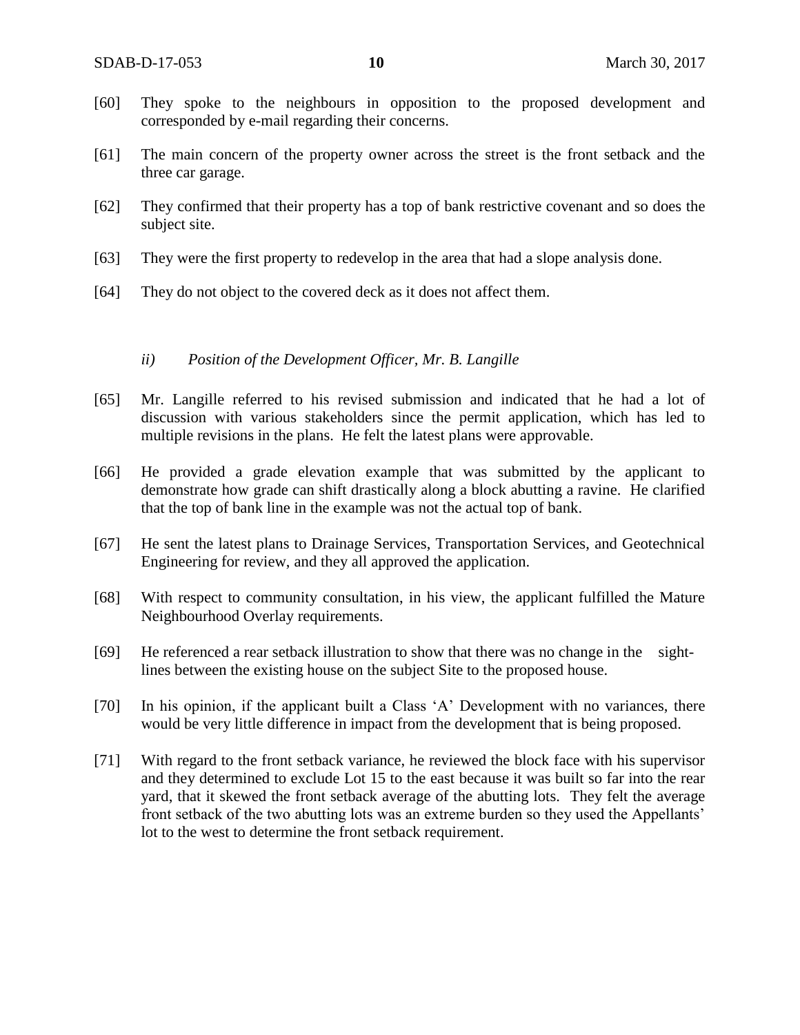[60] They spoke to the neighbours in opposition to the proposed development and corresponded by e-mail regarding their concerns.

[61] The main concern of the property owner across the street is the front setback and the three car garage.

[62] They confirmed that their property has a top of bank restrictive covenant and so does the subject site.

[63] They were the first property to redevelop in the area that had a slope analysis done.

[64] They do not object to the covered deck as it does not affect them.

*ii) Position of the Development Officer, Mr. B. Langille*

[65] Mr. Langille referred to his revised submission and indicated that he had a lot of discussion with various stakeholders since the permit application, which has led to multiple revisions in the plans. He felt the latest plans were approvable.

[66] He provided a grade elevation example that was submitted by the applicant to demonstrate how grade can shift drastically along a block abutting a ravine. He clarified that the top of bank line in the example was not the actual top of bank.

[67] He sent the latest plans to Drainage Services, Transportation Services, and Geotechnical Engineering for review, and they all approved the application.

[68] With respect to community consultation, in his view, the applicant fulfilled the Mature Neighbourhood Overlay requirements.

[69] He referenced a rear setback illustration to show that there was no change in the sight-lines between the existing house on the subject Site to the proposed house.

[70] In his opinion, if the applicant built a Class 'A' Development with no variances, there would be very little difference in impact from the development that is being proposed.

[71] With regard to the front setback variance, he reviewed the block face with his supervisor and they determined to exclude Lot 15 to the east because it was built so far into the rear yard, that it skewed the front setback average of the abutting lots. They felt the average front setback of the two abutting lots was an extreme burden so they used the Appellants' lot to the west to determine the front setback requirement.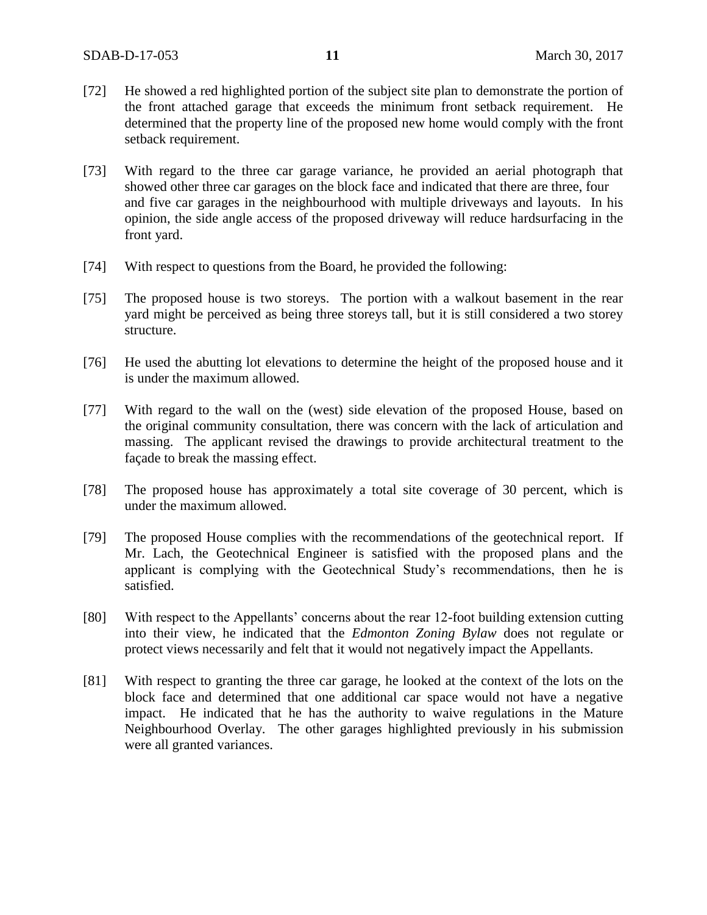[72] He showed a red highlighted portion of the subject site plan to demonstrate the portion of the front attached garage that exceeds the minimum front setback requirement. He determined that the property line of the proposed new home would comply with the front setback requirement.

[73] With regard to the three car garage variance, he provided an aerial photograph that showed other three car garages on the block face and indicated that there are three, four and five car garages in the neighbourhood with multiple driveways and layouts. In his opinion, the side angle access of the proposed driveway will reduce hardsurfacing in the front yard.

[74] With respect to questions from the Board, he provided the following:

[75] The proposed house is two storeys. The portion with a walkout basement in the rear yard might be perceived as being three storeys tall, but it is still considered a two storey structure.

[76] He used the abutting lot elevations to determine the height of the proposed house and it is under the maximum allowed.

[77] With regard to the wall on the (west) side elevation of the proposed House, based on the original community consultation, there was concern with the lack of articulation and massing. The applicant revised the drawings to provide architectural treatment to the façade to break the massing effect.

[78] The proposed house has approximately a total site coverage of 30 percent, which is under the maximum allowed.

[79] The proposed House complies with the recommendations of the geotechnical report. If Mr. Lach, the Geotechnical Engineer is satisfied with the proposed plans and the applicant is complying with the Geotechnical Study's recommendations, then he is satisfied.

[80] With respect to the Appellants' concerns about the rear 12-foot building extension cutting into their view, he indicated that the *Edmonton Zoning Bylaw* does not regulate or protect views necessarily and felt that it would not negatively impact the Appellants.

[81] With respect to granting the three car garage, he looked at the context of the lots on the block face and determined that one additional car space would not have a negative impact. He indicated that he has the authority to waive regulations in the Mature Neighbourhood Overlay. The other garages highlighted previously in his submission were all granted variances.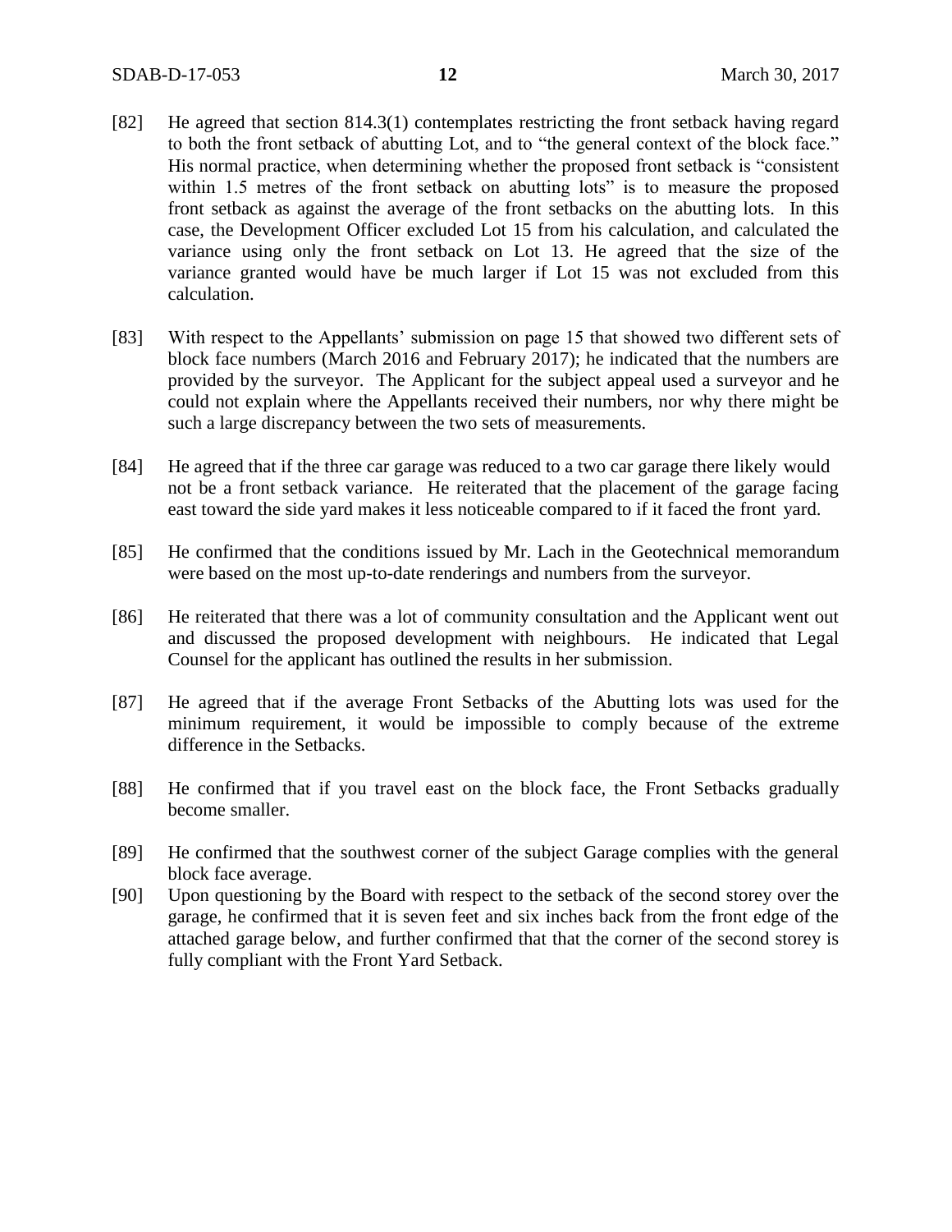[82] He agreed that section 814.3(1) contemplates restricting the front setback having regard to both the front setback of abutting Lot, and to "the general context of the block face." His normal practice, when determining whether the proposed front setback is "consistent within 1.5 metres of the front setback on abutting lots" is to measure the proposed front setback as against the average of the front setbacks on the abutting lots. In this case, the Development Officer excluded Lot 15 from his calculation, and calculated the variance using only the front setback on Lot 13. He agreed that the size of the variance granted would have be much larger if Lot 15 was not excluded from this calculation.

[83] With respect to the Appellants' submission on page 15 that showed two different sets of block face numbers (March 2016 and February 2017); he indicated that the numbers are provided by the surveyor. The Applicant for the subject appeal used a surveyor and he could not explain where the Appellants received their numbers, nor why there might be such a large discrepancy between the two sets of measurements.

[84] He agreed that if the three car garage was reduced to a two car garage there likely would not be a front setback variance. He reiterated that the placement of the garage facing east toward the side yard makes it less noticeable compared to if it faced the front yard.

[85] He confirmed that the conditions issued by Mr. Lach in the Geotechnical memorandum were based on the most up-to-date renderings and numbers from the surveyor.

[86] He reiterated that there was a lot of community consultation and the Applicant went out and discussed the proposed development with neighbours. He indicated that Legal Counsel for the applicant has outlined the results in her submission.

[87] He agreed that if the average Front Setbacks of the Abutting lots was used for the minimum requirement, it would be impossible to comply because of the extreme difference in the Setbacks.

[88] He confirmed that if you travel east on the block face, the Front Setbacks gradually become smaller.

[89] He confirmed that the southwest corner of the subject Garage complies with the general block face average.

[90] Upon questioning by the Board with respect to the setback of the second storey over the garage, he confirmed that it is seven feet and six inches back from the front edge of the attached garage below, and further confirmed that that the corner of the second storey is fully compliant with the Front Yard Setback.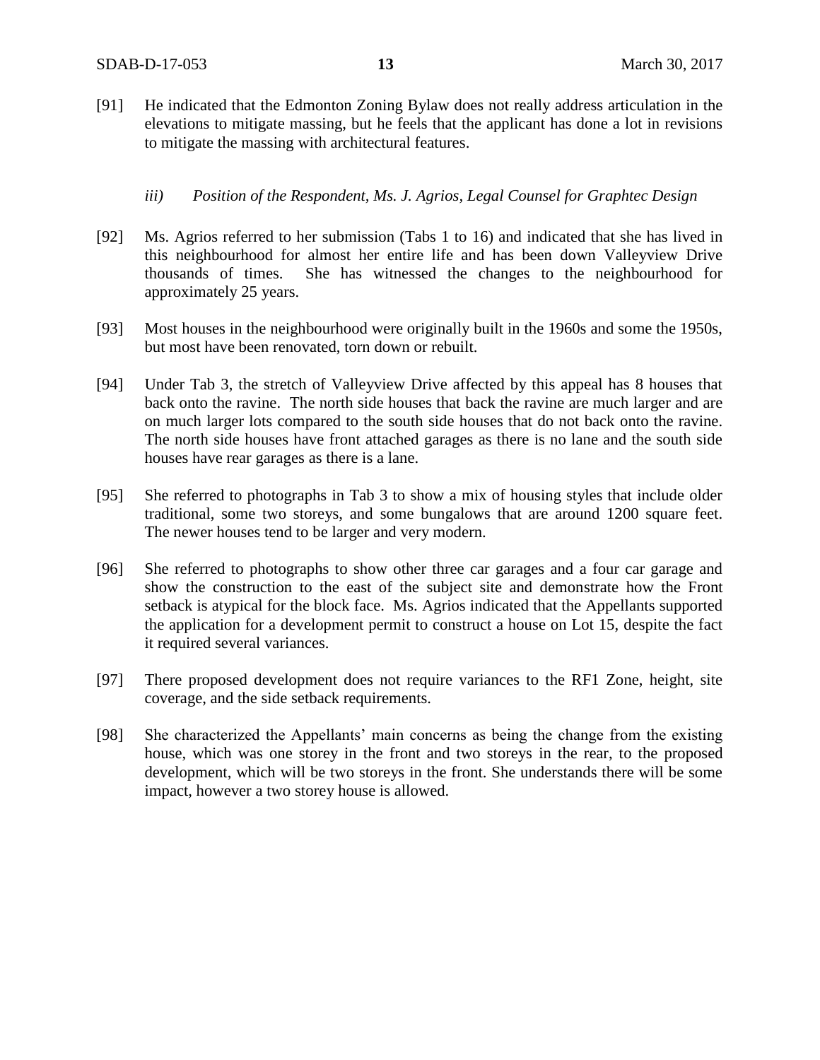[91] He indicated that the Edmonton Zoning Bylaw does not really address articulation in the elevations to mitigate massing, but he feels that the applicant has done a lot in revisions to mitigate the massing with architectural features.

*iii) Position of the Respondent, Ms. J. Agrios, Legal Counsel for Graphtec Design*

[92] Ms. Agrios referred to her submission (Tabs 1 to 16) and indicated that she has lived in this neighbourhood for almost her entire life and has been down Valleyview Drive thousands of times. She has witnessed the changes to the neighbourhood for approximately 25 years.

[93] Most houses in the neighbourhood were originally built in the 1960s and some the 1950s, but most have been renovated, torn down or rebuilt.

[94] Under Tab 3, the stretch of Valleyview Drive affected by this appeal has 8 houses that back onto the ravine. The north side houses that back the ravine are much larger and are on much larger lots compared to the south side houses that do not back onto the ravine. The north side houses have front attached garages as there is no lane and the south side houses have rear garages as there is a lane.

[95] She referred to photographs in Tab 3 to show a mix of housing styles that include older traditional, some two storeys, and some bungalows that are around 1200 square feet. The newer houses tend to be larger and very modern.

[96] She referred to photographs to show other three car garages and a four car garage and show the construction to the east of the subject site and demonstrate how the Front setback is atypical for the block face. Ms. Agrios indicated that the Appellants supported the application for a development permit to construct a house on Lot 15, despite the fact it required several variances.

[97] There proposed development does not require variances to the RF1 Zone, height, site coverage, and the side setback requirements.

[98] She characterized the Appellants' main concerns as being the change from the existing house, which was one storey in the front and two storeys in the rear, to the proposed development, which will be two storeys in the front. She understands there will be some impact, however a two storey house is allowed.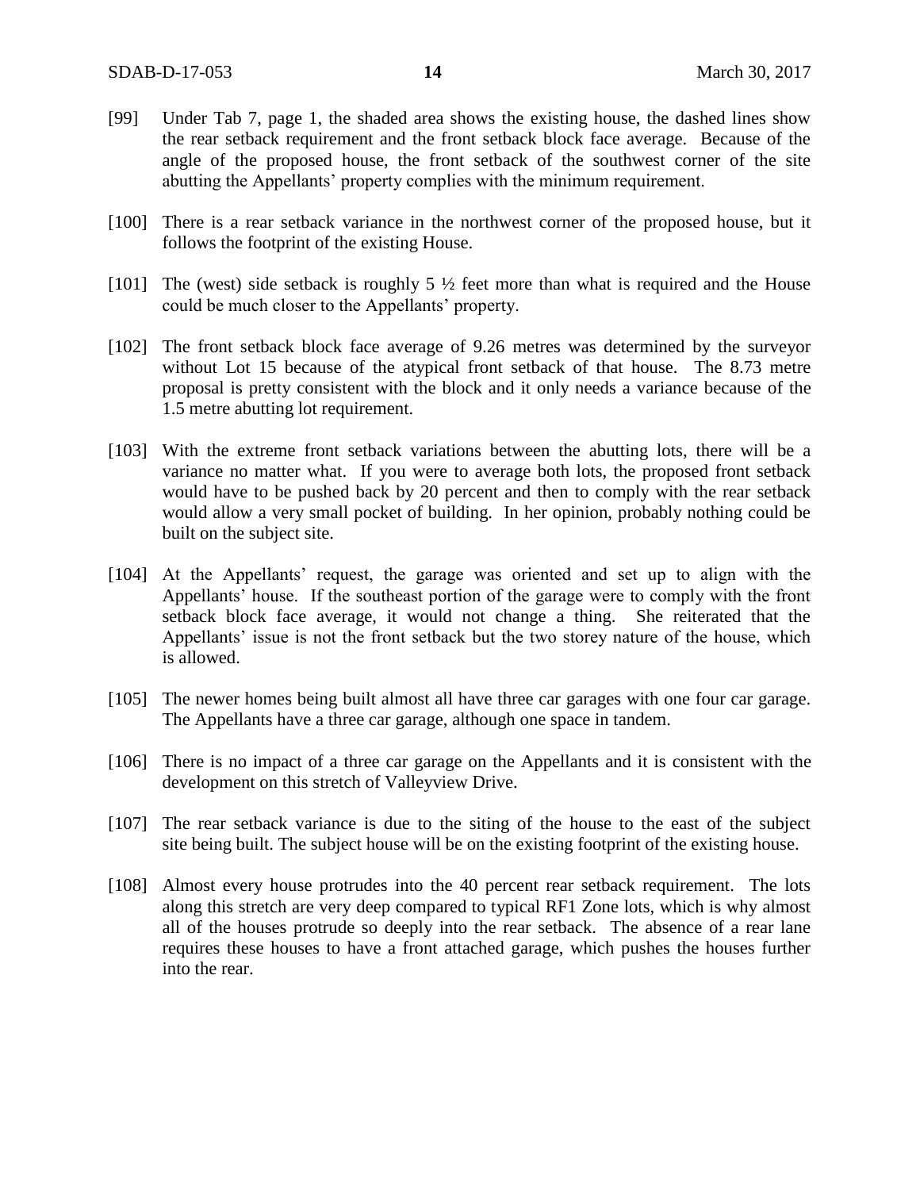[99] Under Tab 7, page 1, the shaded area shows the existing house, the dashed lines show the rear setback requirement and the front setback block face average. Because of the angle of the proposed house, the front setback of the southwest corner of the site abutting the Appellants' property complies with the minimum requirement.

[100] There is a rear setback variance in the northwest corner of the proposed house, but it follows the footprint of the existing House.

[101] The (west) side setback is roughly 5 ½ feet more than what is required and the House could be much closer to the Appellants' property.

[102] The front setback block face average of 9.26 metres was determined by the surveyor without Lot 15 because of the atypical front setback of that house. The 8.73 metre proposal is pretty consistent with the block and it only needs a variance because of the 1.5 metre abutting lot requirement.

[103] With the extreme front setback variations between the abutting lots, there will be a variance no matter what. If you were to average both lots, the proposed front setback would have to be pushed back by 20 percent and then to comply with the rear setback would allow a very small pocket of building. In her opinion, probably nothing could be built on the subject site.

[104] At the Appellants' request, the garage was oriented and set up to align with the Appellants' house. If the southeast portion of the garage were to comply with the front setback block face average, it would not change a thing. She reiterated that the Appellants' issue is not the front setback but the two storey nature of the house, which is allowed.

[105] The newer homes being built almost all have three car garages with one four car garage. The Appellants have a three car garage, although one space in tandem.

[106] There is no impact of a three car garage on the Appellants and it is consistent with the development on this stretch of Valleyview Drive.

[107] The rear setback variance is due to the siting of the house to the east of the subject site being built. The subject house will be on the existing footprint of the existing house.

[108] Almost every house protrudes into the 40 percent rear setback requirement. The lots along this stretch are very deep compared to typical RF1 Zone lots, which is why almost all of the houses protrude so deeply into the rear setback. The absence of a rear lane requires these houses to have a front attached garage, which pushes the houses further into the rear.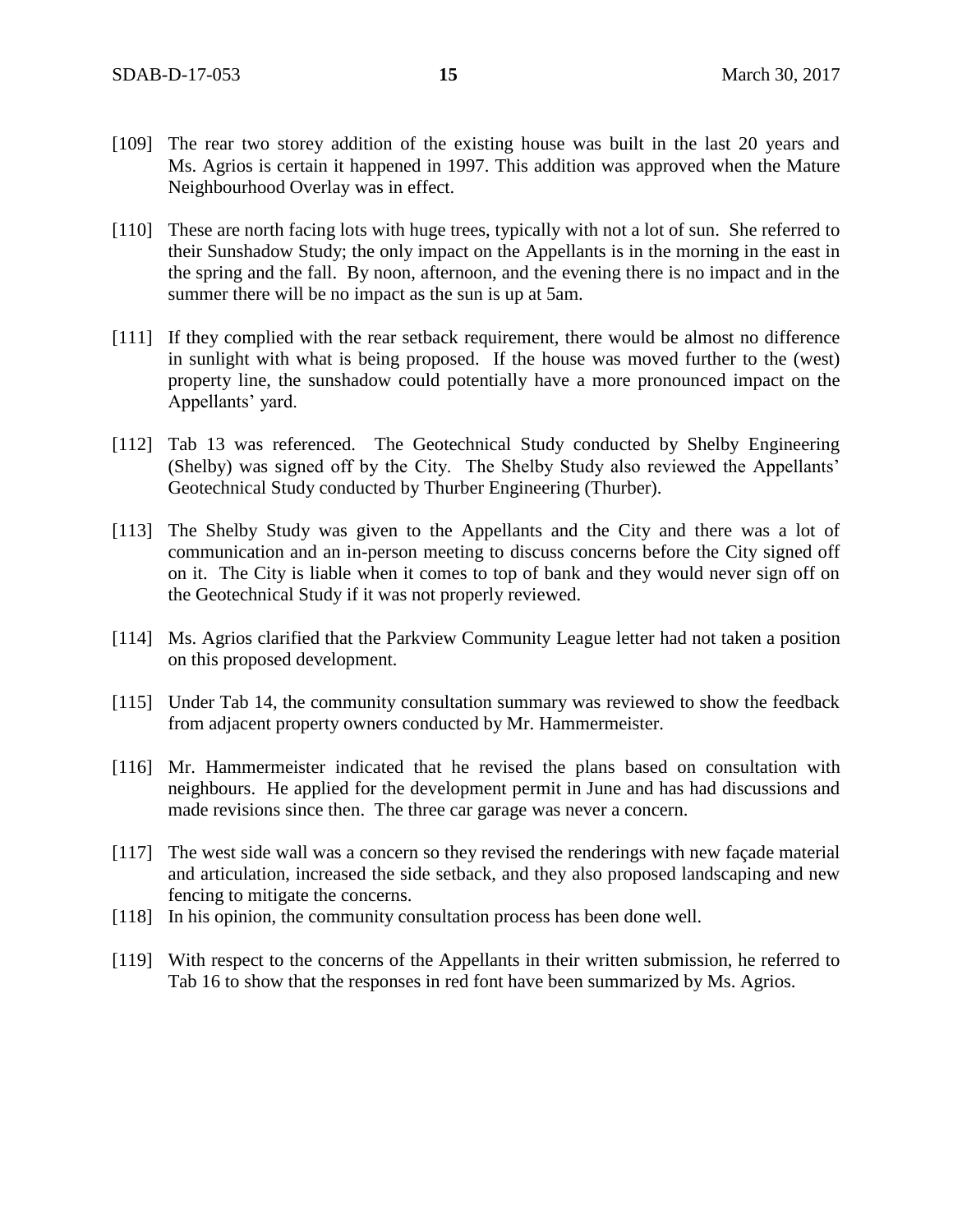[109] The rear two storey addition of the existing house was built in the last 20 years and Ms. Agrios is certain it happened in 1997. This addition was approved when the Mature Neighbourhood Overlay was in effect.

[110] These are north facing lots with huge trees, typically with not a lot of sun. She referred to their Sunshadow Study; the only impact on the Appellants is in the morning in the east in the spring and the fall. By noon, afternoon, and the evening there is no impact and in the summer there will be no impact as the sun is up at 5am.

[111] If they complied with the rear setback requirement, there would be almost no difference in sunlight with what is being proposed. If the house was moved further to the (west) property line, the sunshadow could potentially have a more pronounced impact on the Appellants' yard.

[112] Tab 13 was referenced. The Geotechnical Study conducted by Shelby Engineering (Shelby) was signed off by the City. The Shelby Study also reviewed the Appellants' Geotechnical Study conducted by Thurber Engineering (Thurber).

[113] The Shelby Study was given to the Appellants and the City and there was a lot of communication and an in-person meeting to discuss concerns before the City signed off on it. The City is liable when it comes to top of bank and they would never sign off on the Geotechnical Study if it was not properly reviewed.

[114] Ms. Agrios clarified that the Parkview Community League letter had not taken a position on this proposed development.

[115] Under Tab 14, the community consultation summary was reviewed to show the feedback from adjacent property owners conducted by Mr. Hammermeister.

[116] Mr. Hammermeister indicated that he revised the plans based on consultation with neighbours. He applied for the development permit in June and has had discussions and made revisions since then. The three car garage was never a concern.

[117] The west side wall was a concern so they revised the renderings with new façade material and articulation, increased the side setback, and they also proposed landscaping and new fencing to mitigate the concerns.

[118] In his opinion, the community consultation process has been done well.

[119] With respect to the concerns of the Appellants in their written submission, he referred to Tab 16 to show that the responses in red font have been summarized by Ms. Agrios.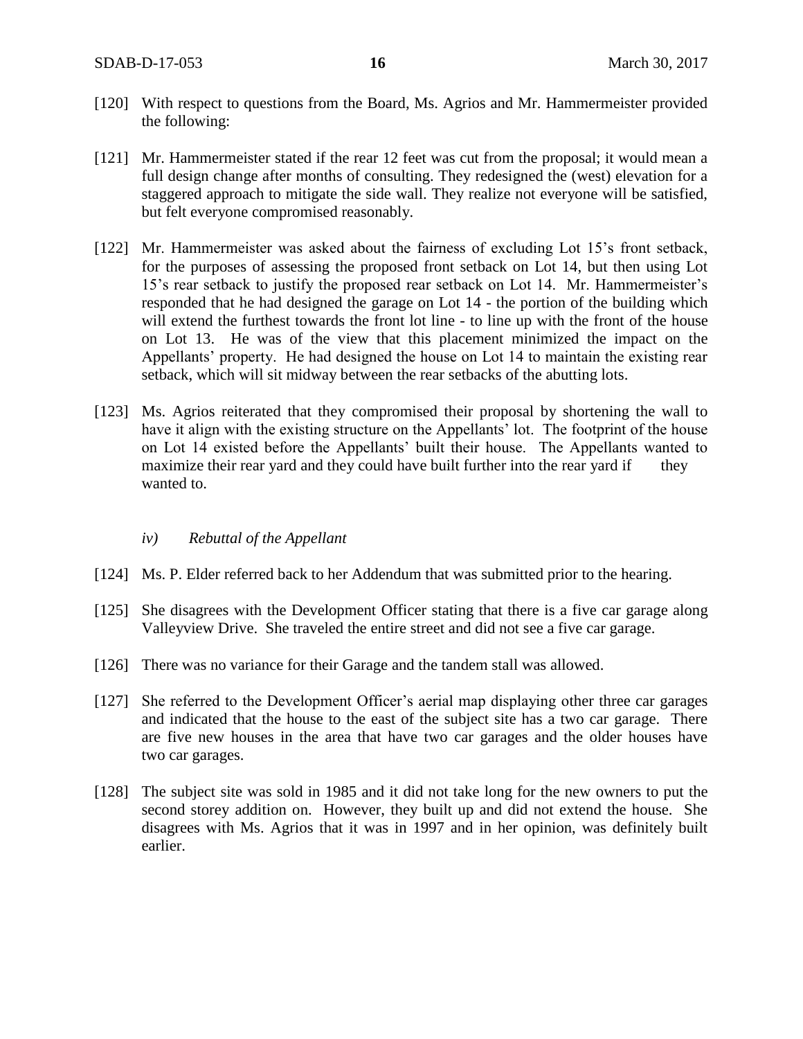[120] With respect to questions from the Board, Ms. Agrios and Mr. Hammermeister provided the following:

[121] Mr. Hammermeister stated if the rear 12 feet was cut from the proposal; it would mean a full design change after months of consulting. They redesigned the (west) elevation for a staggered approach to mitigate the side wall. They realize not everyone will be satisfied, but felt everyone compromised reasonably.

[122] Mr. Hammermeister was asked about the fairness of excluding Lot 15's front setback, for the purposes of assessing the proposed front setback on Lot 14, but then using Lot 15's rear setback to justify the proposed rear setback on Lot 14. Mr. Hammermeister's responded that he had designed the garage on Lot 14 - the portion of the building which will extend the furthest towards the front lot line - to line up with the front of the house on Lot 13. He was of the view that this placement minimized the impact on the Appellants' property. He had designed the house on Lot 14 to maintain the existing rear setback, which will sit midway between the rear setbacks of the abutting lots.

[123] Ms. Agrios reiterated that they compromised their proposal by shortening the wall to have it align with the existing structure on the Appellants' lot. The footprint of the house on Lot 14 existed before the Appellants' built their house. The Appellants wanted to maximize their rear yard and they could have built further into the rear yard if they wanted to.

*iv) Rebuttal of the Appellant*

[124] Ms. P. Elder referred back to her Addendum that was submitted prior to the hearing.

[125] She disagrees with the Development Officer stating that there is a five car garage along Valleyview Drive. She traveled the entire street and did not see a five car garage.

[126] There was no variance for their Garage and the tandem stall was allowed.

[127] She referred to the Development Officer's aerial map displaying other three car garages and indicated that the house to the east of the subject site has a two car garage. There are five new houses in the area that have two car garages and the older houses have two car garages.

[128] The subject site was sold in 1985 and it did not take long for the new owners to put the second storey addition on. However, they built up and did not extend the house. She disagrees with Ms. Agrios that it was in 1997 and in her opinion, was definitely built earlier.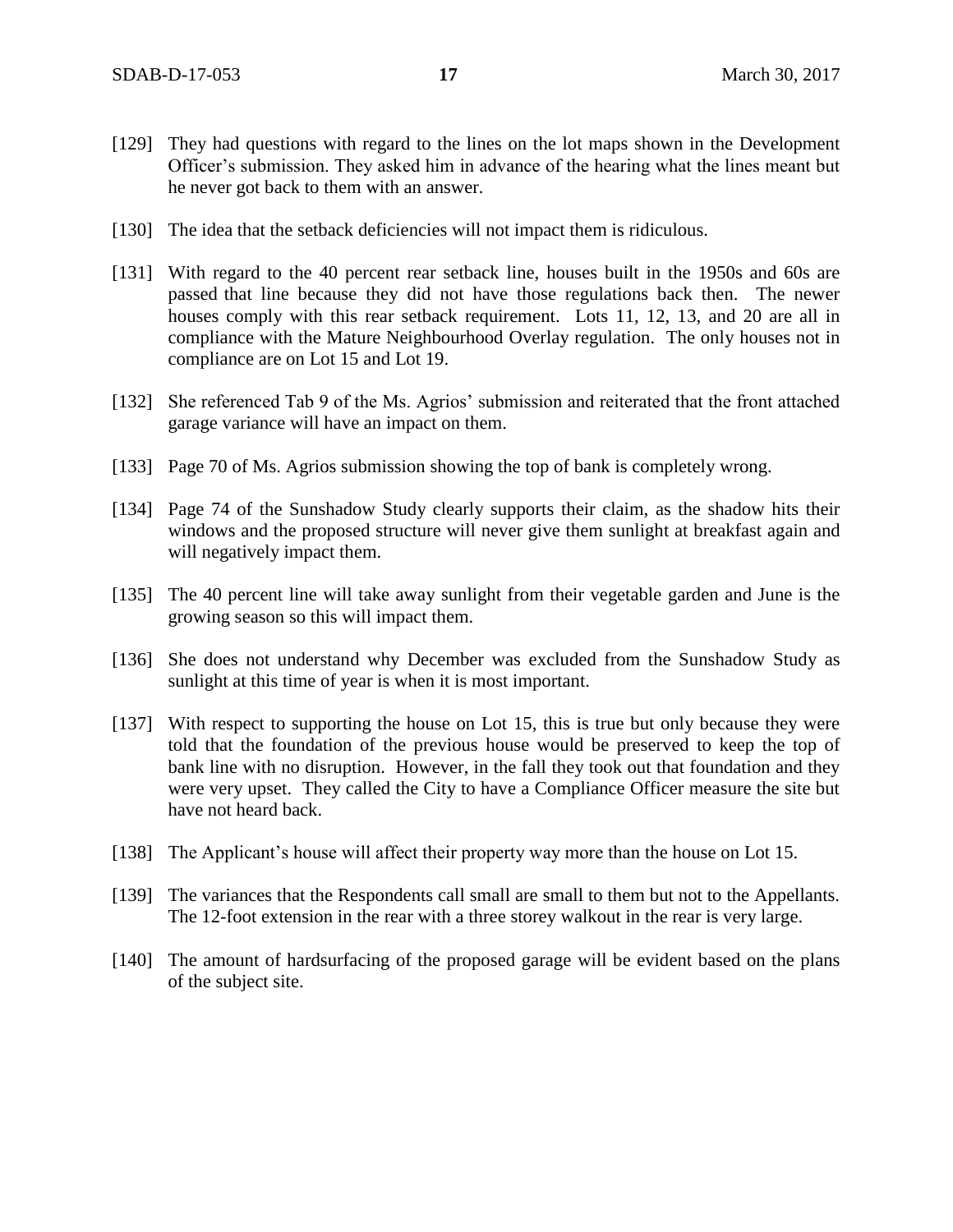[129] They had questions with regard to the lines on the lot maps shown in the Development Officer's submission. They asked him in advance of the hearing what the lines meant but he never got back to them with an answer.

[130] The idea that the setback deficiencies will not impact them is ridiculous.

[131] With regard to the 40 percent rear setback line, houses built in the 1950s and 60s are passed that line because they did not have those regulations back then. The newer houses comply with this rear setback requirement. Lots 11, 12, 13, and 20 are all in compliance with the Mature Neighbourhood Overlay regulation. The only houses not in compliance are on Lot 15 and Lot 19.

[132] She referenced Tab 9 of the Ms. Agrios' submission and reiterated that the front attached garage variance will have an impact on them.

[133] Page 70 of Ms. Agrios submission showing the top of bank is completely wrong.

[134] Page 74 of the Sunshadow Study clearly supports their claim, as the shadow hits their windows and the proposed structure will never give them sunlight at breakfast again and will negatively impact them.

[135] The 40 percent line will take away sunlight from their vegetable garden and June is the growing season so this will impact them.

[136] She does not understand why December was excluded from the Sunshadow Study as sunlight at this time of year is when it is most important.

[137] With respect to supporting the house on Lot 15, this is true but only because they were told that the foundation of the previous house would be preserved to keep the top of bank line with no disruption. However, in the fall they took out that foundation and they were very upset. They called the City to have a Compliance Officer measure the site but have not heard back.

[138] The Applicant's house will affect their property way more than the house on Lot 15.

[139] The variances that the Respondents call small are small to them but not to the Appellants. The 12-foot extension in the rear with a three storey walkout in the rear is very large.

[140] The amount of hardsurfacing of the proposed garage will be evident based on the plans of the subject site.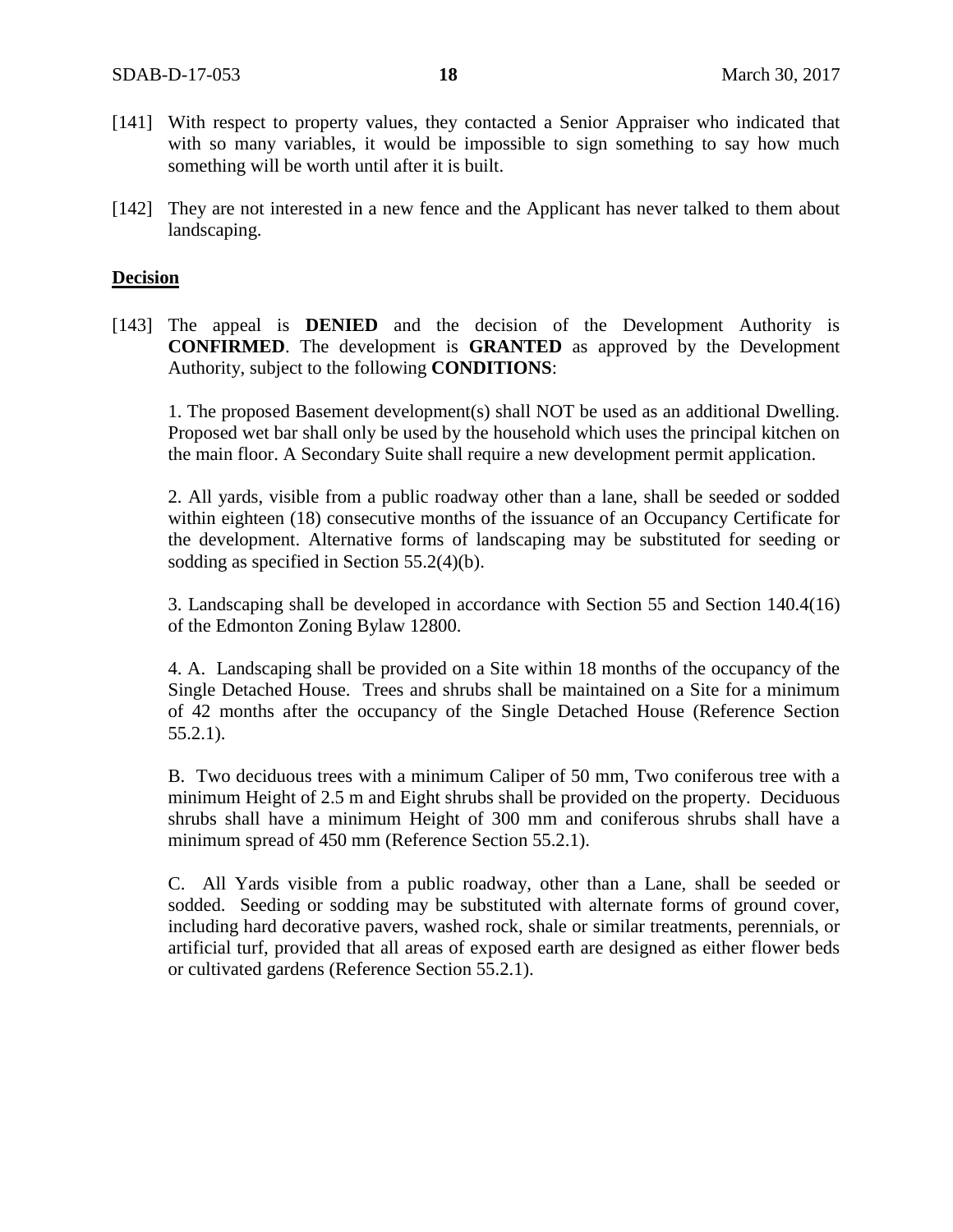[141] With respect to property values, they contacted a Senior Appraiser who indicated that with so many variables, it would be impossible to sign something to say how much something will be worth until after it is built.

[142] They are not interested in a new fence and the Applicant has never talked to them about landscaping.

**Decision**

[143] The appeal is **DENIED** and the decision of the Development Authority is **CONFIRMED**. The development is **GRANTED** as approved by the Development Authority, subject to the following **CONDITIONS**:

1. The proposed Basement development(s) shall NOT be used as an additional Dwelling. Proposed wet bar shall only be used by the household which uses the principal kitchen on the main floor. A Secondary Suite shall require a new development permit application.

2. All yards, visible from a public roadway other than a lane, shall be seeded or sodded within eighteen (18) consecutive months of the issuance of an Occupancy Certificate for the development. Alternative forms of landscaping may be substituted for seeding or sodding as specified in Section 55.2(4)(b).

3. Landscaping shall be developed in accordance with Section 55 and Section 140.4(16) of the Edmonton Zoning Bylaw 12800.

4. A. Landscaping shall be provided on a Site within 18 months of the occupancy of the Single Detached House. Trees and shrubs shall be maintained on a Site for a minimum of 42 months after the occupancy of the Single Detached House (Reference Section 55.2.1).

B. Two deciduous trees with a minimum Caliper of 50 mm, Two coniferous tree with a minimum Height of 2.5 m and Eight shrubs shall be provided on the property. Deciduous shrubs shall have a minimum Height of 300 mm and coniferous shrubs shall have a minimum spread of 450 mm (Reference Section 55.2.1).

C. All Yards visible from a public roadway, other than a Lane, shall be seeded or sodded. Seeding or sodding may be substituted with alternate forms of ground cover, including hard decorative pavers, washed rock, shale or similar treatments, perennials, or artificial turf, provided that all areas of exposed earth are designed as either flower beds or cultivated gardens (Reference Section 55.2.1).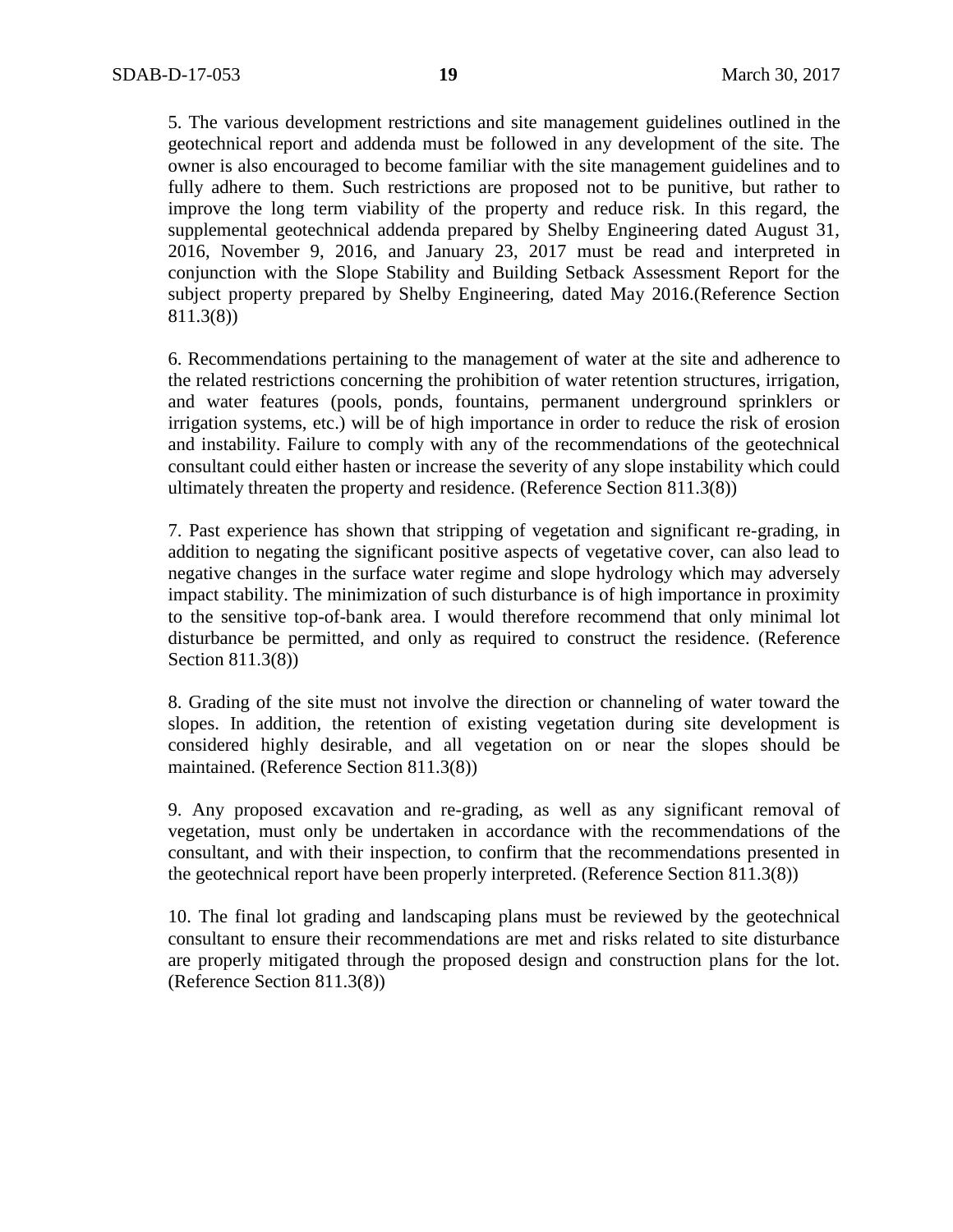5. The various development restrictions and site management guidelines outlined in the geotechnical report and addenda must be followed in any development of the site. The owner is also encouraged to become familiar with the site management guidelines and to fully adhere to them. Such restrictions are proposed not to be punitive, but rather to improve the long term viability of the property and reduce risk. In this regard, the supplemental geotechnical addenda prepared by Shelby Engineering dated August 31, 2016, November 9, 2016, and January 23, 2017 must be read and interpreted in conjunction with the Slope Stability and Building Setback Assessment Report for the subject property prepared by Shelby Engineering, dated May 2016.(Reference Section 811.3(8))

6. Recommendations pertaining to the management of water at the site and adherence to the related restrictions concerning the prohibition of water retention structures, irrigation, and water features (pools, ponds, fountains, permanent underground sprinklers or irrigation systems, etc.) will be of high importance in order to reduce the risk of erosion and instability. Failure to comply with any of the recommendations of the geotechnical consultant could either hasten or increase the severity of any slope instability which could ultimately threaten the property and residence. (Reference Section 811.3(8))

7. Past experience has shown that stripping of vegetation and significant re-grading, in addition to negating the significant positive aspects of vegetative cover, can also lead to negative changes in the surface water regime and slope hydrology which may adversely impact stability. The minimization of such disturbance is of high importance in proximity to the sensitive top-of-bank area. I would therefore recommend that only minimal lot disturbance be permitted, and only as required to construct the residence. (Reference Section 811.3(8))

8. Grading of the site must not involve the direction or channeling of water toward the slopes. In addition, the retention of existing vegetation during site development is considered highly desirable, and all vegetation on or near the slopes should be maintained. (Reference Section 811.3(8))

9. Any proposed excavation and re-grading, as well as any significant removal of vegetation, must only be undertaken in accordance with the recommendations of the consultant, and with their inspection, to confirm that the recommendations presented in the geotechnical report have been properly interpreted. (Reference Section 811.3(8))

10. The final lot grading and landscaping plans must be reviewed by the geotechnical consultant to ensure their recommendations are met and risks related to site disturbance are properly mitigated through the proposed design and construction plans for the lot. (Reference Section 811.3(8))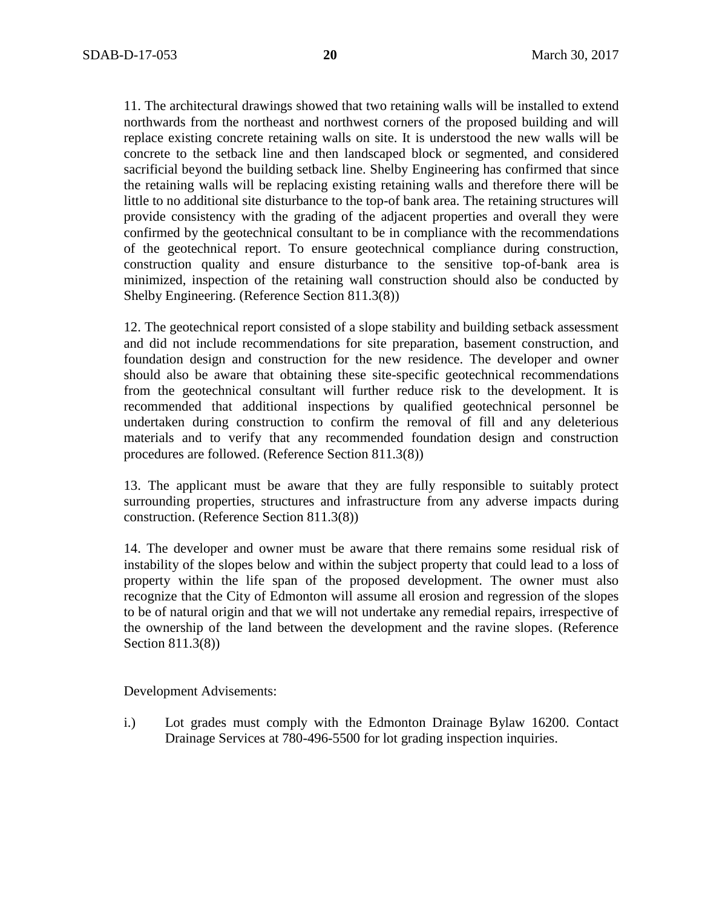11. The architectural drawings showed that two retaining walls will be installed to extend northwards from the northeast and northwest corners of the proposed building and will replace existing concrete retaining walls on site. It is understood the new walls will be concrete to the setback line and then landscaped block or segmented, and considered sacrificial beyond the building setback line. Shelby Engineering has confirmed that since the retaining walls will be replacing existing retaining walls and therefore there will be little to no additional site disturbance to the top-of bank area. The retaining structures will provide consistency with the grading of the adjacent properties and overall they were confirmed by the geotechnical consultant to be in compliance with the recommendations of the geotechnical report. To ensure geotechnical compliance during construction, construction quality and ensure disturbance to the sensitive top-of-bank area is minimized, inspection of the retaining wall construction should also be conducted by Shelby Engineering. (Reference Section 811.3(8))

12. The geotechnical report consisted of a slope stability and building setback assessment and did not include recommendations for site preparation, basement construction, and foundation design and construction for the new residence. The developer and owner should also be aware that obtaining these site-specific geotechnical recommendations from the geotechnical consultant will further reduce risk to the development. It is recommended that additional inspections by qualified geotechnical personnel be undertaken during construction to confirm the removal of fill and any deleterious materials and to verify that any recommended foundation design and construction procedures are followed. (Reference Section 811.3(8))

13. The applicant must be aware that they are fully responsible to suitably protect surrounding properties, structures and infrastructure from any adverse impacts during construction. (Reference Section 811.3(8))

14. The developer and owner must be aware that there remains some residual risk of instability of the slopes below and within the subject property that could lead to a loss of property within the life span of the proposed development. The owner must also recognize that the City of Edmonton will assume all erosion and regression of the slopes to be of natural origin and that we will not undertake any remedial repairs, irrespective of the ownership of the land between the development and the ravine slopes. (Reference Section 811.3(8))

Development Advisements:

i.) Lot grades must comply with the Edmonton Drainage Bylaw 16200. Contact Drainage Services at 780-496-5500 for lot grading inspection inquiries.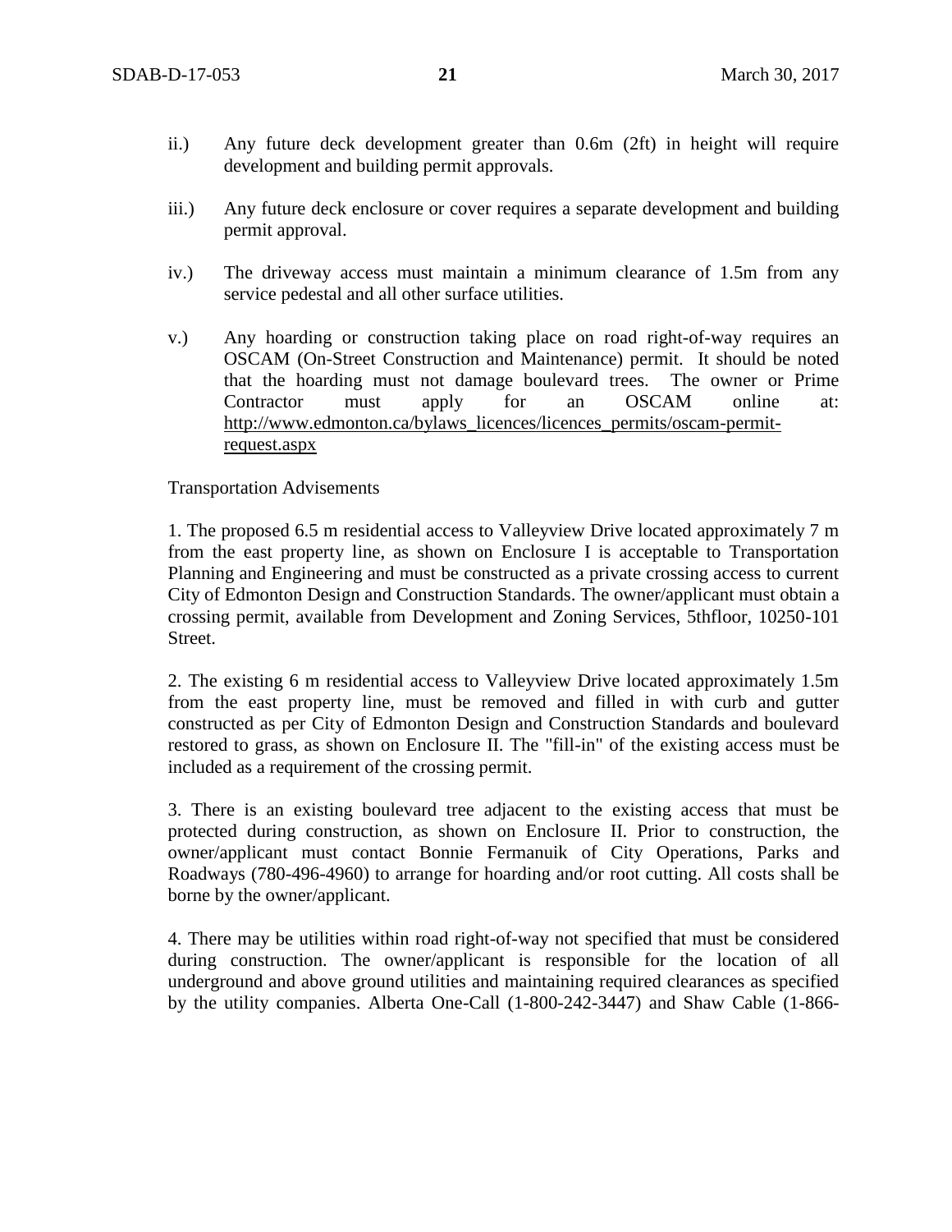ii.) Any future deck development greater than 0.6m (2ft) in height will require development and building permit approvals.

iii.) Any future deck enclosure or cover requires a separate development and building permit approval.

iv.) The driveway access must maintain a minimum clearance of 1.5m from any service pedestal and all other surface utilities.

v.) Any hoarding or construction taking place on road right-of-way requires an OSCAM (On-Street Construction and Maintenance) permit. It should be noted that the hoarding must not damage boulevard trees. The owner or Prime Contractor must apply for an OSCAM online at: http://www.edmonton.ca/bylaws_licences/licences_permits/oscam-permit-request.aspx

Transportation Advisements

1. The proposed 6.5 m residential access to Valleyview Drive located approximately 7 m from the east property line, as shown on Enclosure I is acceptable to Transportation Planning and Engineering and must be constructed as a private crossing access to current City of Edmonton Design and Construction Standards. The owner/applicant must obtain a crossing permit, available from Development and Zoning Services, 5thfloor, 10250-101 Street.

2. The existing 6 m residential access to Valleyview Drive located approximately 1.5m from the east property line, must be removed and filled in with curb and gutter constructed as per City of Edmonton Design and Construction Standards and boulevard restored to grass, as shown on Enclosure II. The "fill-in" of the existing access must be included as a requirement of the crossing permit.

3. There is an existing boulevard tree adjacent to the existing access that must be protected during construction, as shown on Enclosure II. Prior to construction, the owner/applicant must contact Bonnie Fermanuik of City Operations, Parks and Roadways (780-496-4960) to arrange for hoarding and/or root cutting. All costs shall be borne by the owner/applicant.

4. There may be utilities within road right-of-way not specified that must be considered during construction. The owner/applicant is responsible for the location of all underground and above ground utilities and maintaining required clearances as specified by the utility companies. Alberta One-Call (1-800-242-3447) and Shaw Cable (1-866-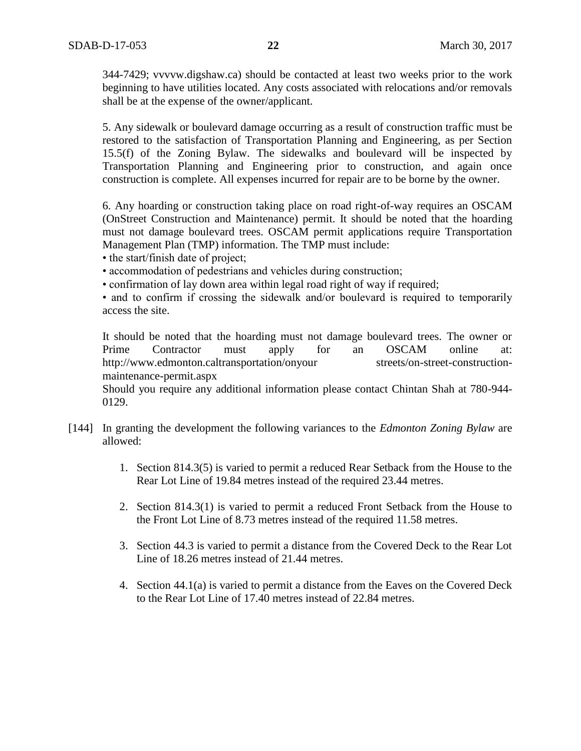344-7429; vvvvw.digshaw.ca) should be contacted at least two weeks prior to the work beginning to have utilities located. Any costs associated with relocations and/or removals shall be at the expense of the owner/applicant.

5. Any sidewalk or boulevard damage occurring as a result of construction traffic must be restored to the satisfaction of Transportation Planning and Engineering, as per Section 15.5(f) of the Zoning Bylaw. The sidewalks and boulevard will be inspected by Transportation Planning and Engineering prior to construction, and again once construction is complete. All expenses incurred for repair are to be borne by the owner.

6. Any hoarding or construction taking place on road right-of-way requires an OSCAM (OnStreet Construction and Maintenance) permit. It should be noted that the hoarding must not damage boulevard trees. OSCAM permit applications require Transportation Management Plan (TMP) information. The TMP must include:

- the start/finish date of project;
- accommodation of pedestrians and vehicles during construction;
- confirmation of lay down area within legal road right of way if required;
- and to confirm if crossing the sidewalk and/or boulevard is required to temporarily access the site.

It should be noted that the hoarding must not damage boulevard trees. The owner or Prime Contractor must apply for an OSCAM online at: http://www.edmonton.caltransportation/onyour streets/on-street-construction-maintenance-permit.aspx

Should you require any additional information please contact Chintan Shah at 780-944-0129.

[144] In granting the development the following variances to the *Edmonton Zoning Bylaw* are allowed:

1. Section 814.3(5) is varied to permit a reduced Rear Setback from the House to the Rear Lot Line of 19.84 metres instead of the required 23.44 metres.

2. Section 814.3(1) is varied to permit a reduced Front Setback from the House to the Front Lot Line of 8.73 metres instead of the required 11.58 metres.

3. Section 44.3 is varied to permit a distance from the Covered Deck to the Rear Lot Line of 18.26 metres instead of 21.44 metres.

4. Section 44.1(a) is varied to permit a distance from the Eaves on the Covered Deck to the Rear Lot Line of 17.40 metres instead of 22.84 metres.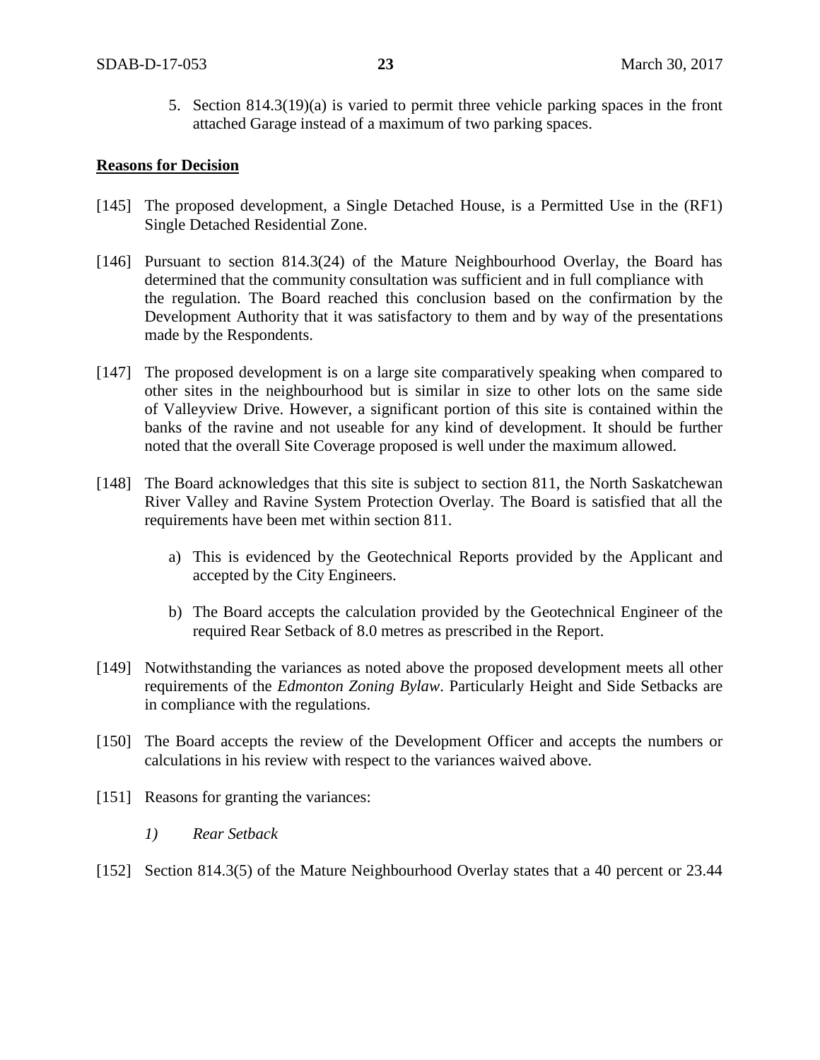5. Section 814.3(19)(a) is varied to permit three vehicle parking spaces in the front attached Garage instead of a maximum of two parking spaces.

**Reasons for Decision**

[145] The proposed development, a Single Detached House, is a Permitted Use in the (RF1) Single Detached Residential Zone.

[146] Pursuant to section 814.3(24) of the Mature Neighbourhood Overlay, the Board has determined that the community consultation was sufficient and in full compliance with the regulation. The Board reached this conclusion based on the confirmation by the Development Authority that it was satisfactory to them and by way of the presentations made by the Respondents.

[147] The proposed development is on a large site comparatively speaking when compared to other sites in the neighbourhood but is similar in size to other lots on the same side of Valleyview Drive. However, a significant portion of this site is contained within the banks of the ravine and not useable for any kind of development. It should be further noted that the overall Site Coverage proposed is well under the maximum allowed.

[148] The Board acknowledges that this site is subject to section 811, the North Saskatchewan River Valley and Ravine System Protection Overlay. The Board is satisfied that all the requirements have been met within section 811.

a) This is evidenced by the Geotechnical Reports provided by the Applicant and accepted by the City Engineers.

b) The Board accepts the calculation provided by the Geotechnical Engineer of the required Rear Setback of 8.0 metres as prescribed in the Report.

[149] Notwithstanding the variances as noted above the proposed development meets all other requirements of the *Edmonton Zoning Bylaw*. Particularly Height and Side Setbacks are in compliance with the regulations.

[150] The Board accepts the review of the Development Officer and accepts the numbers or calculations in his review with respect to the variances waived above.

[151] Reasons for granting the variances:

*1) Rear Setback*

[152] Section 814.3(5) of the Mature Neighbourhood Overlay states that a 40 percent or 23.44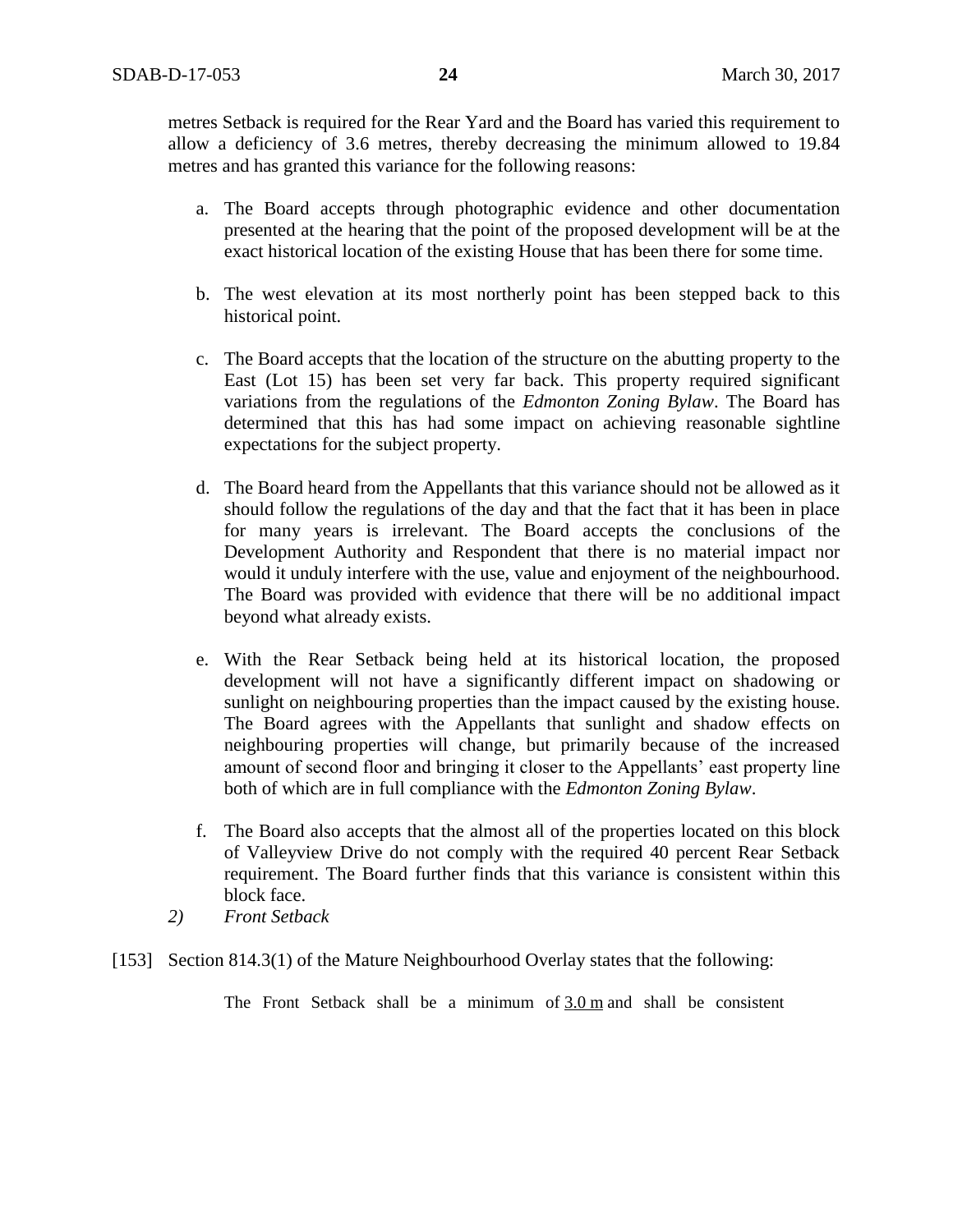metres Setback is required for the Rear Yard and the Board has varied this requirement to allow a deficiency of 3.6 metres, thereby decreasing the minimum allowed to 19.84 metres and has granted this variance for the following reasons:

a. The Board accepts through photographic evidence and other documentation presented at the hearing that the point of the proposed development will be at the exact historical location of the existing House that has been there for some time.

b. The west elevation at its most northerly point has been stepped back to this historical point.

c. The Board accepts that the location of the structure on the abutting property to the East (Lot 15) has been set very far back. This property required significant variations from the regulations of the *Edmonton Zoning Bylaw*. The Board has determined that this has had some impact on achieving reasonable sightline expectations for the subject property.

d. The Board heard from the Appellants that this variance should not be allowed as it should follow the regulations of the day and that the fact that it has been in place for many years is irrelevant. The Board accepts the conclusions of the Development Authority and Respondent that there is no material impact nor would it unduly interfere with the use, value and enjoyment of the neighbourhood. The Board was provided with evidence that there will be no additional impact beyond what already exists.

e. With the Rear Setback being held at its historical location, the proposed development will not have a significantly different impact on shadowing or sunlight on neighbouring properties than the impact caused by the existing house. The Board agrees with the Appellants that sunlight and shadow effects on neighbouring properties will change, but primarily because of the increased amount of second floor and bringing it closer to the Appellants' east property line both of which are in full compliance with the *Edmonton Zoning Bylaw*.

f. The Board also accepts that the almost all of the properties located on this block of Valleyview Drive do not comply with the required 40 percent Rear Setback requirement. The Board further finds that this variance is consistent within this block face.

*2) Front Setback*

[153] Section 814.3(1) of the Mature Neighbourhood Overlay states that the following:

The Front Setback shall be a minimum of 3.0 m and shall be consistent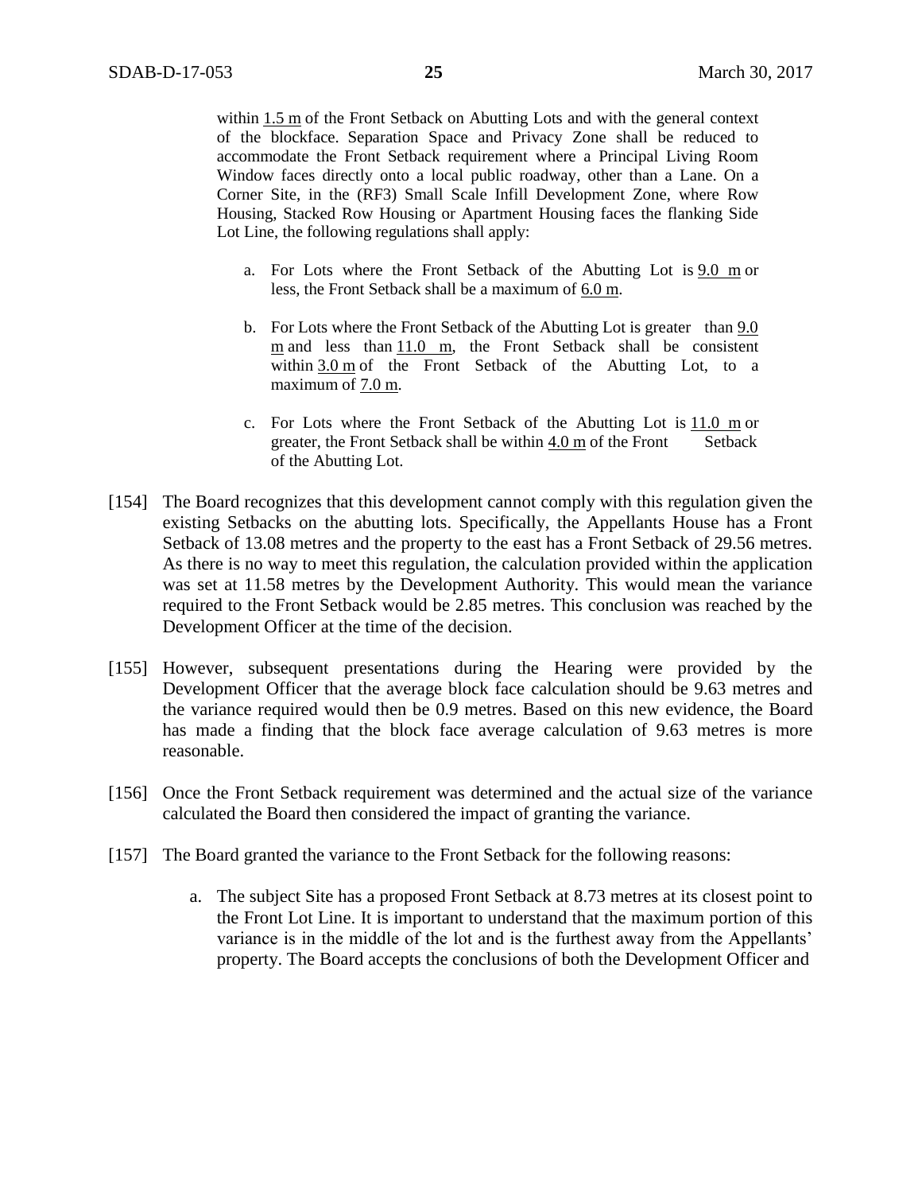within 1.5 m of the Front Setback on Abutting Lots and with the general context of the blockface. Separation Space and Privacy Zone shall be reduced to accommodate the Front Setback requirement where a Principal Living Room Window faces directly onto a local public roadway, other than a Lane. On a Corner Site, in the (RF3) Small Scale Infill Development Zone, where Row Housing, Stacked Row Housing or Apartment Housing faces the flanking Side Lot Line, the following regulations shall apply:

a. For Lots where the Front Setback of the Abutting Lot is 9.0 m or less, the Front Setback shall be a maximum of 6.0 m.

b. For Lots where the Front Setback of the Abutting Lot is greater than 9.0 m and less than 11.0 m, the Front Setback shall be consistent within 3.0 m of the Front Setback of the Abutting Lot, to a maximum of 7.0 m.

c. For Lots where the Front Setback of the Abutting Lot is 11.0 m or greater, the Front Setback shall be within 4.0 m of the Front Setback of the Abutting Lot.

[154] The Board recognizes that this development cannot comply with this regulation given the existing Setbacks on the abutting lots. Specifically, the Appellants House has a Front Setback of 13.08 metres and the property to the east has a Front Setback of 29.56 metres. As there is no way to meet this regulation, the calculation provided within the application was set at 11.58 metres by the Development Authority. This would mean the variance required to the Front Setback would be 2.85 metres. This conclusion was reached by the Development Officer at the time of the decision.

[155] However, subsequent presentations during the Hearing were provided by the Development Officer that the average block face calculation should be 9.63 metres and the variance required would then be 0.9 metres. Based on this new evidence, the Board has made a finding that the block face average calculation of 9.63 metres is more reasonable.

[156] Once the Front Setback requirement was determined and the actual size of the variance calculated the Board then considered the impact of granting the variance.

[157] The Board granted the variance to the Front Setback for the following reasons:

a. The subject Site has a proposed Front Setback at 8.73 metres at its closest point to the Front Lot Line. It is important to understand that the maximum portion of this variance is in the middle of the lot and is the furthest away from the Appellants' property. The Board accepts the conclusions of both the Development Officer and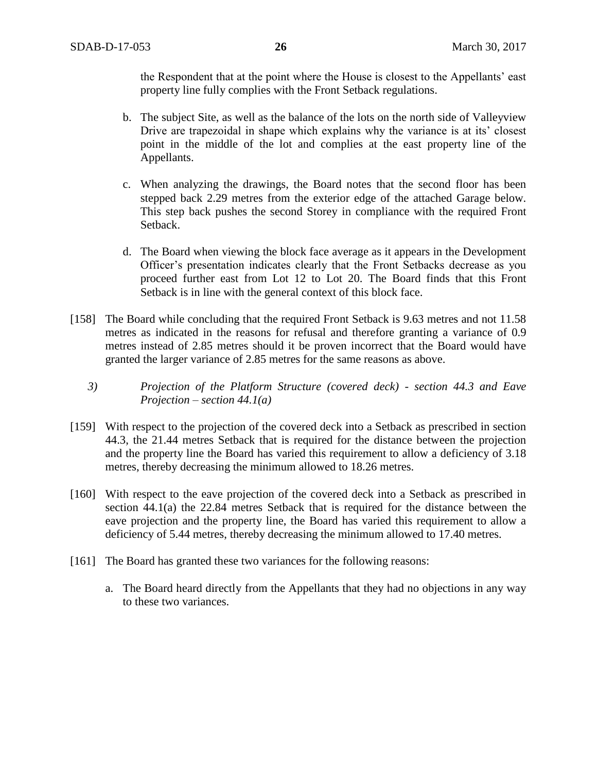the Respondent that at the point where the House is closest to the Appellants' east property line fully complies with the Front Setback regulations.

b. The subject Site, as well as the balance of the lots on the north side of Valleyview Drive are trapezoidal in shape which explains why the variance is at its' closest point in the middle of the lot and complies at the east property line of the Appellants.

c. When analyzing the drawings, the Board notes that the second floor has been stepped back 2.29 metres from the exterior edge of the attached Garage below. This step back pushes the second Storey in compliance with the required Front Setback.

d. The Board when viewing the block face average as it appears in the Development Officer's presentation indicates clearly that the Front Setbacks decrease as you proceed further east from Lot 12 to Lot 20. The Board finds that this Front Setback is in line with the general context of this block face.

[158] The Board while concluding that the required Front Setback is 9.63 metres and not 11.58 metres as indicated in the reasons for refusal and therefore granting a variance of 0.9 metres instead of 2.85 metres should it be proven incorrect that the Board would have granted the larger variance of 2.85 metres for the same reasons as above.

3) *Projection of the Platform Structure (covered deck) - section 44.3 and Eave Projection – section 44.1(a)*

[159] With respect to the projection of the covered deck into a Setback as prescribed in section 44.3, the 21.44 metres Setback that is required for the distance between the projection and the property line the Board has varied this requirement to allow a deficiency of 3.18 metres, thereby decreasing the minimum allowed to 18.26 metres.

[160] With respect to the eave projection of the covered deck into a Setback as prescribed in section 44.1(a) the 22.84 metres Setback that is required for the distance between the eave projection and the property line, the Board has varied this requirement to allow a deficiency of 5.44 metres, thereby decreasing the minimum allowed to 17.40 metres.

[161] The Board has granted these two variances for the following reasons:

a. The Board heard directly from the Appellants that they had no objections in any way to these two variances.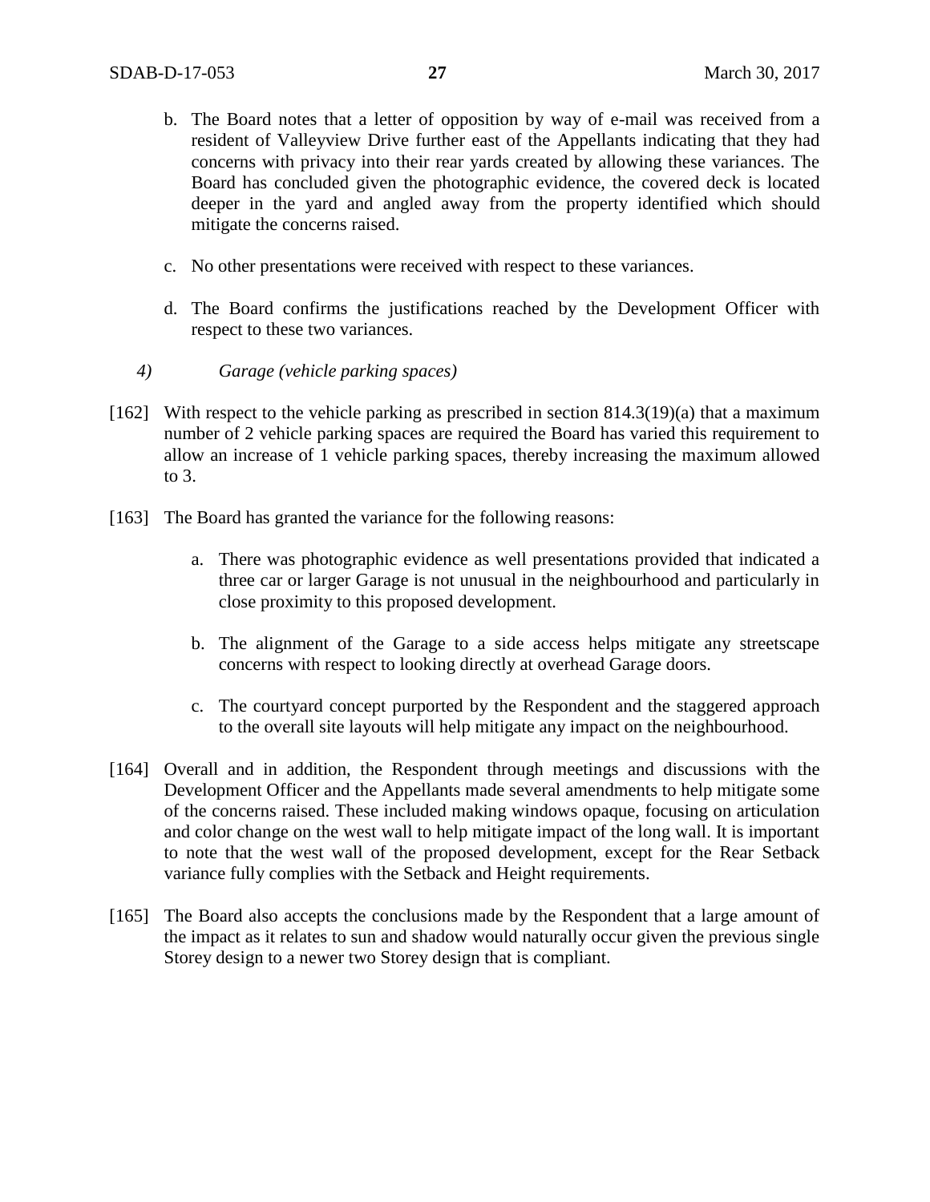b. The Board notes that a letter of opposition by way of e-mail was received from a resident of Valleyview Drive further east of the Appellants indicating that they had concerns with privacy into their rear yards created by allowing these variances. The Board has concluded given the photographic evidence, the covered deck is located deeper in the yard and angled away from the property identified which should mitigate the concerns raised.

c. No other presentations were received with respect to these variances.

d. The Board confirms the justifications reached by the Development Officer with respect to these two variances.

*4) Garage (vehicle parking spaces)*

[162] With respect to the vehicle parking as prescribed in section 814.3(19)(a) that a maximum number of 2 vehicle parking spaces are required the Board has varied this requirement to allow an increase of 1 vehicle parking spaces, thereby increasing the maximum allowed to 3.

[163] The Board has granted the variance for the following reasons:

a. There was photographic evidence as well presentations provided that indicated a three car or larger Garage is not unusual in the neighbourhood and particularly in close proximity to this proposed development.

b. The alignment of the Garage to a side access helps mitigate any streetscape concerns with respect to looking directly at overhead Garage doors.

c. The courtyard concept purported by the Respondent and the staggered approach to the overall site layouts will help mitigate any impact on the neighbourhood.

[164] Overall and in addition, the Respondent through meetings and discussions with the Development Officer and the Appellants made several amendments to help mitigate some of the concerns raised. These included making windows opaque, focusing on articulation and color change on the west wall to help mitigate impact of the long wall. It is important to note that the west wall of the proposed development, except for the Rear Setback variance fully complies with the Setback and Height requirements.

[165] The Board also accepts the conclusions made by the Respondent that a large amount of the impact as it relates to sun and shadow would naturally occur given the previous single Storey design to a newer two Storey design that is compliant.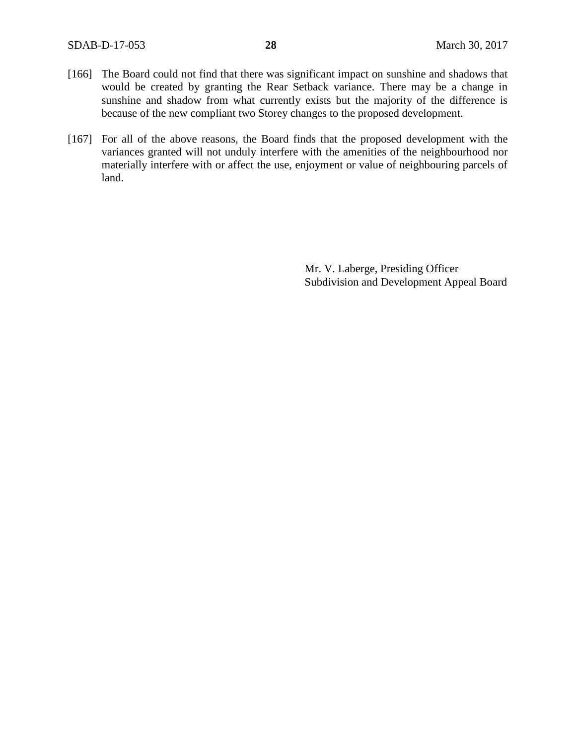[166] The Board could not find that there was significant impact on sunshine and shadows that would be created by granting the Rear Setback variance. There may be a change in sunshine and shadow from what currently exists but the majority of the difference is because of the new compliant two Storey changes to the proposed development.

[167] For all of the above reasons, the Board finds that the proposed development with the variances granted will not unduly interfere with the amenities of the neighbourhood nor materially interfere with or affect the use, enjoyment or value of neighbouring parcels of land.

Mr. V. Laberge, Presiding Officer
Subdivision and Development Appeal Board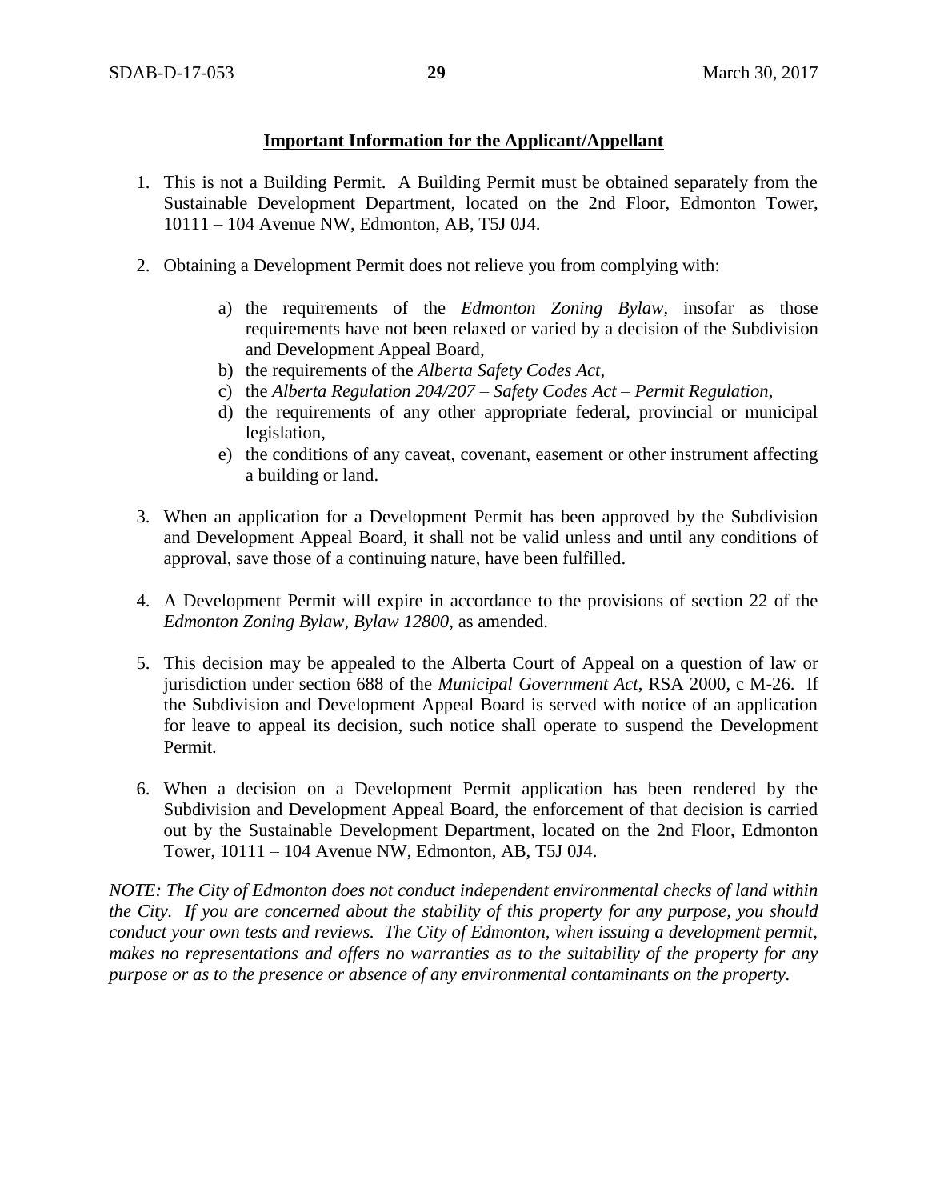**Important Information for the Applicant/Appellant**

1. This is not a Building Permit. A Building Permit must be obtained separately from the Sustainable Development Department, located on the 2nd Floor, Edmonton Tower, 10111 – 104 Avenue NW, Edmonton, AB, T5J 0J4.

2. Obtaining a Development Permit does not relieve you from complying with:

   a) the requirements of the *Edmonton Zoning Bylaw*, insofar as those requirements have not been relaxed or varied by a decision of the Subdivision and Development Appeal Board,
   b) the requirements of the *Alberta Safety Codes Act*,
   c) the *Alberta Regulation 204/207 – Safety Codes Act – Permit Regulation*,
   d) the requirements of any other appropriate federal, provincial or municipal legislation,
   e) the conditions of any caveat, covenant, easement or other instrument affecting a building or land.

3. When an application for a Development Permit has been approved by the Subdivision and Development Appeal Board, it shall not be valid unless and until any conditions of approval, save those of a continuing nature, have been fulfilled.

4. A Development Permit will expire in accordance to the provisions of section 22 of the *Edmonton Zoning Bylaw, Bylaw 12800*, as amended.

5. This decision may be appealed to the Alberta Court of Appeal on a question of law or jurisdiction under section 688 of the *Municipal Government Act*, RSA 2000, c M-26. If the Subdivision and Development Appeal Board is served with notice of an application for leave to appeal its decision, such notice shall operate to suspend the Development Permit.

6. When a decision on a Development Permit application has been rendered by the Subdivision and Development Appeal Board, the enforcement of that decision is carried out by the Sustainable Development Department, located on the 2nd Floor, Edmonton Tower, 10111 – 104 Avenue NW, Edmonton, AB, T5J 0J4.

*NOTE: The City of Edmonton does not conduct independent environmental checks of land within the City. If you are concerned about the stability of this property for any purpose, you should conduct your own tests and reviews. The City of Edmonton, when issuing a development permit, makes no representations and offers no warranties as to the suitability of the property for any purpose or as to the presence or absence of any environmental contaminants on the property.*